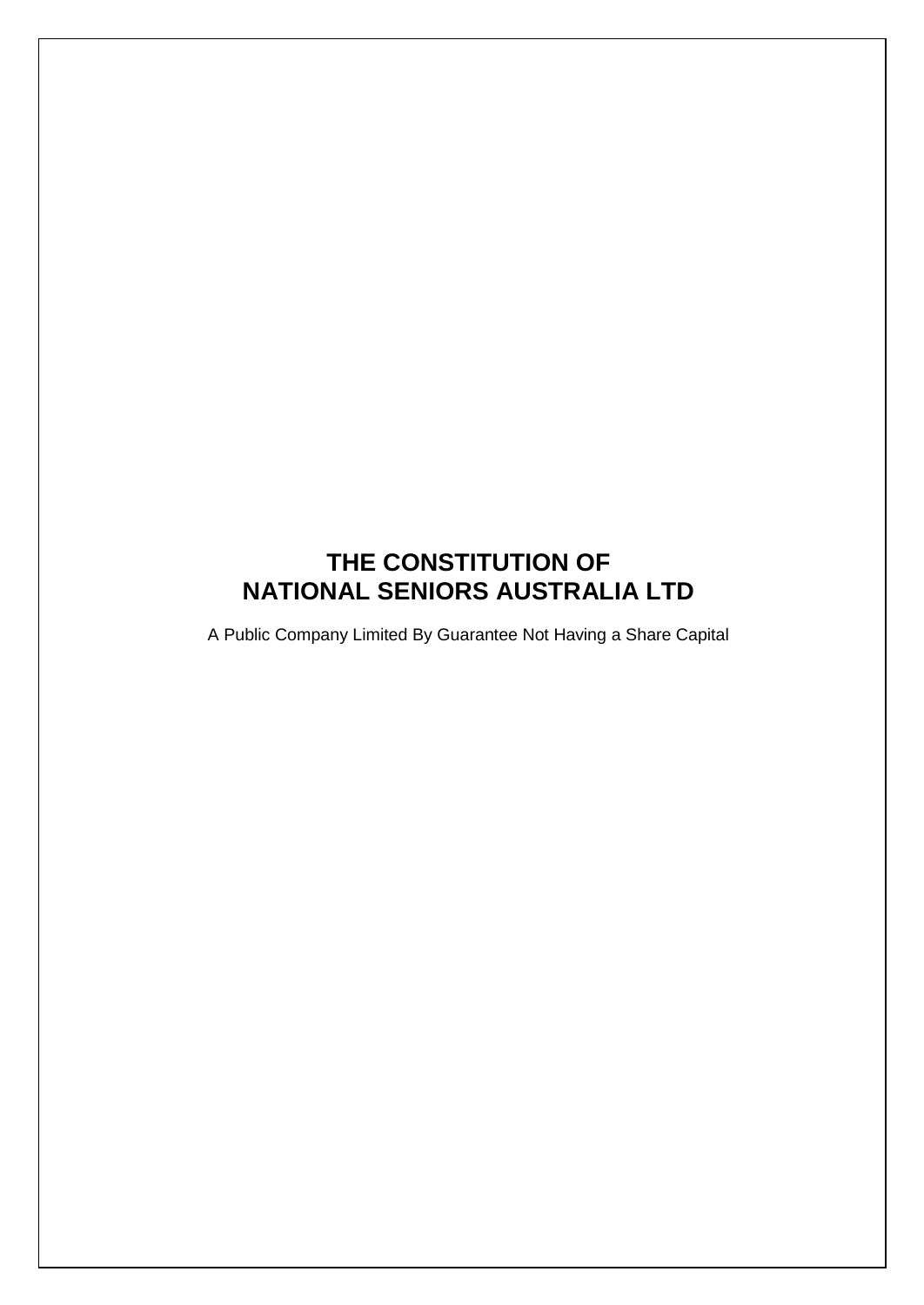# THE CONSTITUTION OF NATIONAL SENIORS AUSTRALIA LTD

A Public Company Limited By Guarantee Not Having a Share Capital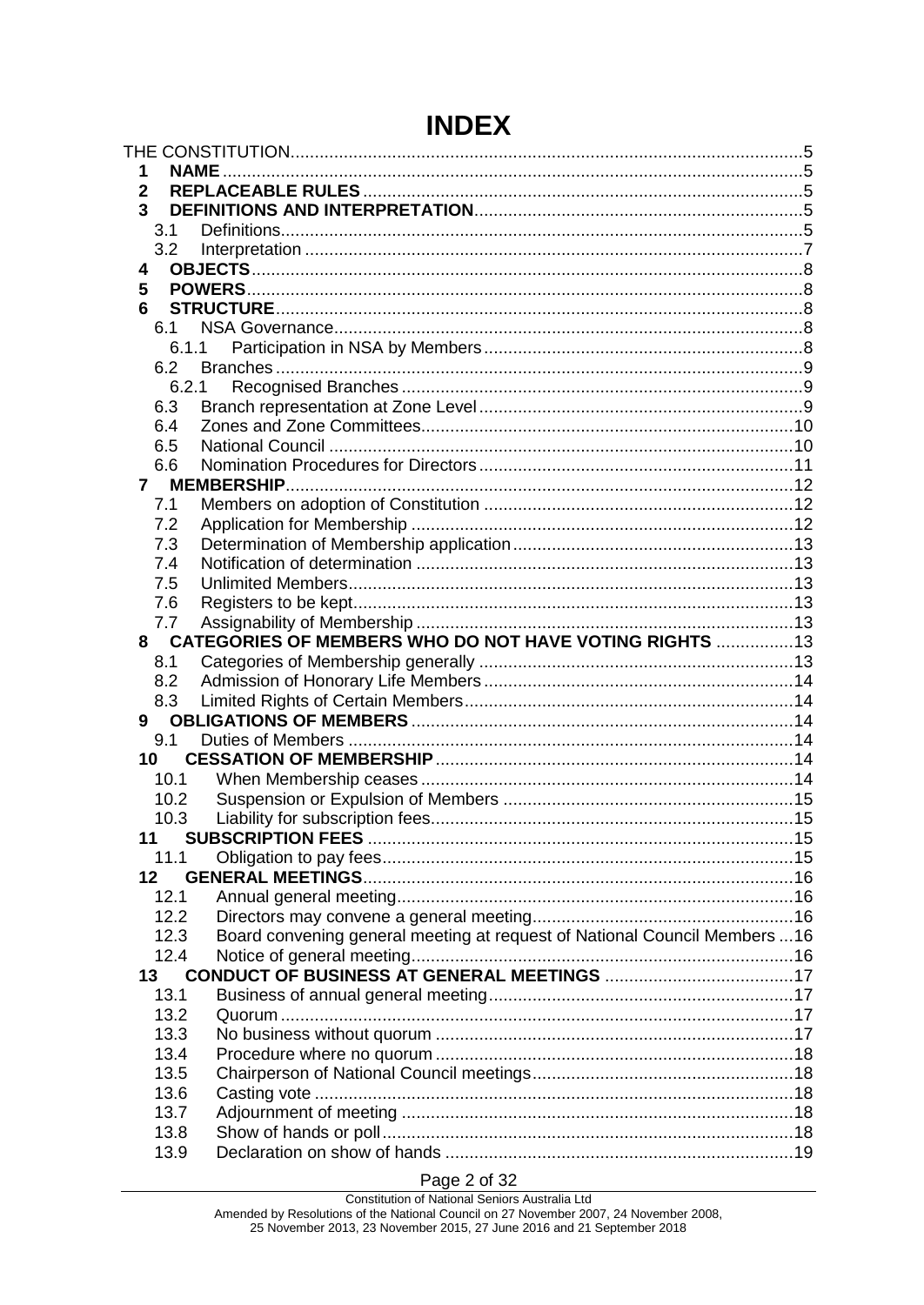# INDEX

| | | |
|---|---|---|
| THE CONSTITUTION | | 5 |
| **1** | **NAME** | 5 |
| **2** | **REPLACEABLE RULES** | 5 |
| **3** | **DEFINITIONS AND INTERPRETATION** | 5 |
| 3.1 | Definitions | 5 |
| 3.2 | Interpretation | 7 |
| **4** | **OBJECTS** | 8 |
| **5** | **POWERS** | 8 |
| **6** | **STRUCTURE** | 8 |
| 6.1 | NSA Governance | 8 |
| 6.1.1 | Participation in NSA by Members | 8 |
| 6.2 | Branches | 9 |
| 6.2.1 | Recognised Branches | 9 |
| 6.3 | Branch representation at Zone Level | 9 |
| 6.4 | Zones and Zone Committees | 10 |
| 6.5 | National Council | 10 |
| 6.6 | Nomination Procedures for Directors | 11 |
| **7** | **MEMBERSHIP** | 12 |
| 7.1 | Members on adoption of Constitution | 12 |
| 7.2 | Application for Membership | 12 |
| 7.3 | Determination of Membership application | 13 |
| 7.4 | Notification of determination | 13 |
| 7.5 | Unlimited Members | 13 |
| 7.6 | Registers to be kept | 13 |
| 7.7 | Assignability of Membership | 13 |
| **8** | **CATEGORIES OF MEMBERS WHO DO NOT HAVE VOTING RIGHTS** | 13 |
| 8.1 | Categories of Membership generally | 13 |
| 8.2 | Admission of Honorary Life Members | 14 |
| 8.3 | Limited Rights of Certain Members | 14 |
| **9** | **OBLIGATIONS OF MEMBERS** | 14 |
| 9.1 | Duties of Members | 14 |
| **10** | **CESSATION OF MEMBERSHIP** | 14 |
| 10.1 | When Membership ceases | 14 |
| 10.2 | Suspension or Expulsion of Members | 15 |
| 10.3 | Liability for subscription fees | 15 |
| **11** | **SUBSCRIPTION FEES** | 15 |
| 11.1 | Obligation to pay fees | 15 |
| **12** | **GENERAL MEETINGS** | 16 |
| 12.1 | Annual general meeting | 16 |
| 12.2 | Directors may convene a general meeting | 16 |
| 12.3 | Board convening general meeting at request of National Council Members | 16 |
| 12.4 | Notice of general meeting | 16 |
| **13** | **CONDUCT OF BUSINESS AT GENERAL MEETINGS** | 17 |
| 13.1 | Business of annual general meeting | 17 |
| 13.2 | Quorum | 17 |
| 13.3 | No business without quorum | 17 |
| 13.4 | Procedure where no quorum | 18 |
| 13.5 | Chairperson of National Council meetings | 18 |
| 13.6 | Casting vote | 18 |
| 13.7 | Adjournment of meeting | 18 |
| 13.8 | Show of hands or poll | 18 |
| 13.9 | Declaration on show of hands | 19 |

Constitution of National Seniors Australia Ltd
Amended by Resolutions of the National Council on 27 November 2007, 24 November 2008, 25 November 2013, 23 November 2015, 27 June 2016 and 21 September 2018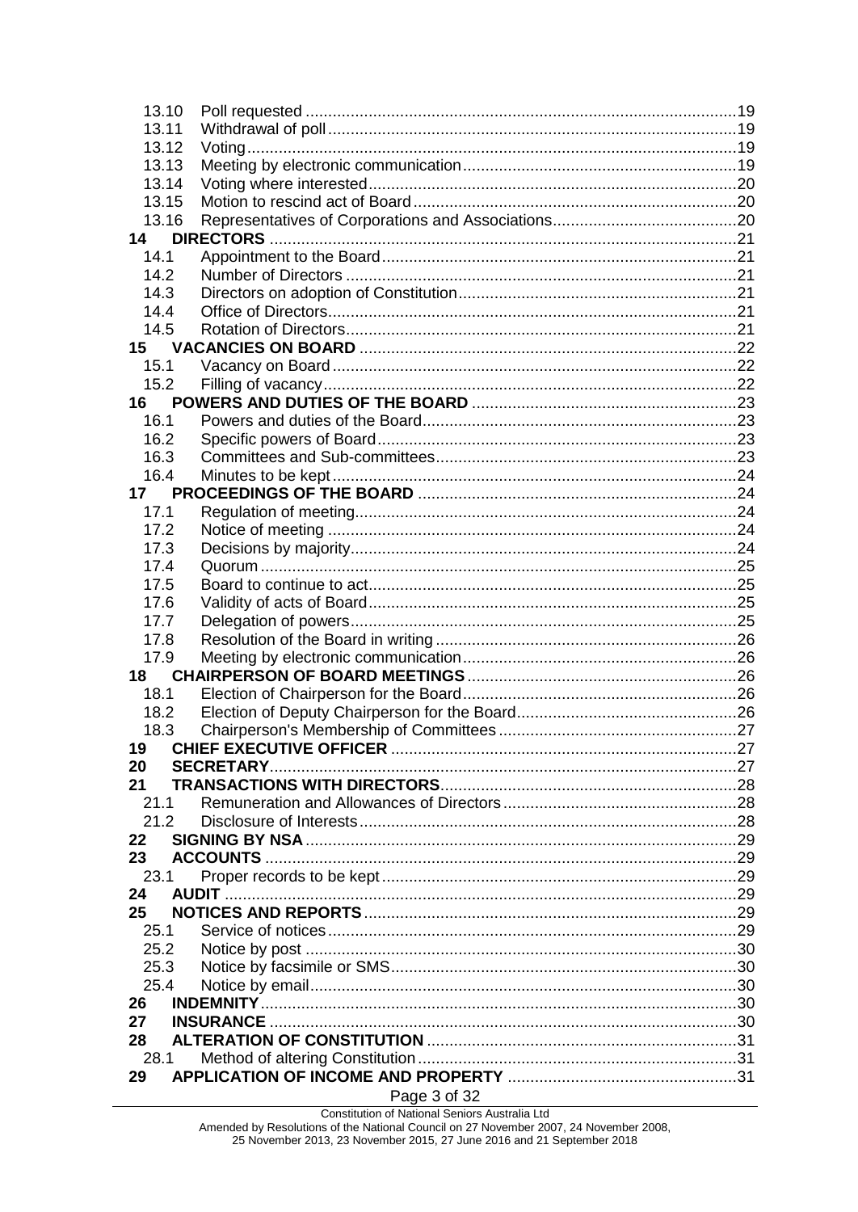| | | |
|---|---|---|
| 13.10 | Poll requested | 19 |
| 13.11 | Withdrawal of poll | 19 |
| 13.12 | Voting | 19 |
| 13.13 | Meeting by electronic communication | 19 |
| 13.14 | Voting where interested | 20 |
| 13.15 | Motion to rescind act of Board | 20 |
| 13.16 | Representatives of Corporations and Associations | 20 |
| **14** | **DIRECTORS** | 21 |
| 14.1 | Appointment to the Board | 21 |
| 14.2 | Number of Directors | 21 |
| 14.3 | Directors on adoption of Constitution | 21 |
| 14.4 | Office of Directors | 21 |
| 14.5 | Rotation of Directors | 21 |
| **15** | **VACANCIES ON BOARD** | 22 |
| 15.1 | Vacancy on Board | 22 |
| 15.2 | Filling of vacancy | 22 |
| **16** | **POWERS AND DUTIES OF THE BOARD** | 23 |
| 16.1 | Powers and duties of the Board | 23 |
| 16.2 | Specific powers of Board | 23 |
| 16.3 | Committees and Sub-committees | 23 |
| 16.4 | Minutes to be kept | 24 |
| **17** | **PROCEEDINGS OF THE BOARD** | 24 |
| 17.1 | Regulation of meeting | 24 |
| 17.2 | Notice of meeting | 24 |
| 17.3 | Decisions by majority | 24 |
| 17.4 | Quorum | 25 |
| 17.5 | Board to continue to act | 25 |
| 17.6 | Validity of acts of Board | 25 |
| 17.7 | Delegation of powers | 25 |
| 17.8 | Resolution of the Board in writing | 26 |
| 17.9 | Meeting by electronic communication | 26 |
| **18** | **CHAIRPERSON OF BOARD MEETINGS** | 26 |
| 18.1 | Election of Chairperson for the Board | 26 |
| 18.2 | Election of Deputy Chairperson for the Board | 26 |
| 18.3 | Chairperson's Membership of Committees | 27 |
| **19** | **CHIEF EXECUTIVE OFFICER** | 27 |
| **20** | **SECRETARY** | 27 |
| **21** | **TRANSACTIONS WITH DIRECTORS** | 28 |
| 21.1 | Remuneration and Allowances of Directors | 28 |
| 21.2 | Disclosure of Interests | 28 |
| **22** | **SIGNING BY NSA** | 29 |
| **23** | **ACCOUNTS** | 29 |
| 23.1 | Proper records to be kept | 29 |
| **24** | **AUDIT** | 29 |
| **25** | **NOTICES AND REPORTS** | 29 |
| 25.1 | Service of notices | 29 |
| 25.2 | Notice by post | 30 |
| 25.3 | Notice by facsimile or SMS | 30 |
| 25.4 | Notice by email | 30 |
| **26** | **INDEMNITY** | 30 |
| **27** | **INSURANCE** | 30 |
| **28** | **ALTERATION OF CONSTITUTION** | 31 |
| 28.1 | Method of altering Constitution | 31 |
| **29** | **APPLICATION OF INCOME AND PROPERTY** | 31 |

Constitution of National Seniors Australia Ltd
Amended by Resolutions of the National Council on 27 November 2007, 24 November 2008, 25 November 2013, 23 November 2015, 27 June 2016 and 21 September 2018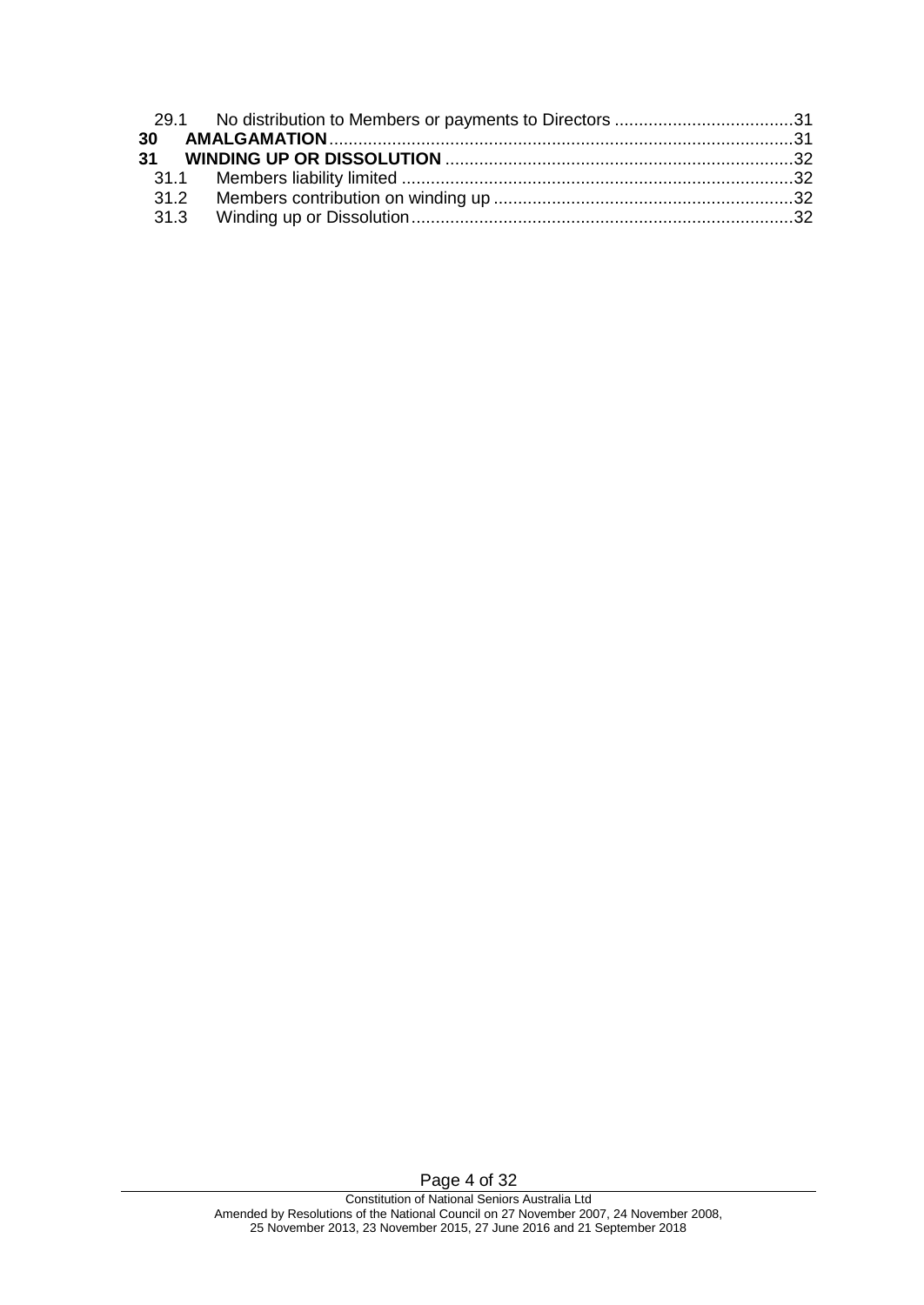| | | |
|---|---|---|
| 29.1 | No distribution to Members or payments to Directors | 31 |
| **30** | **AMALGAMATION** | 31 |
| **31** | **WINDING UP OR DISSOLUTION** | 32 |
| 31.1 | Members liability limited | 32 |
| 31.2 | Members contribution on winding up | 32 |
| 31.3 | Winding up or Dissolution | 32 |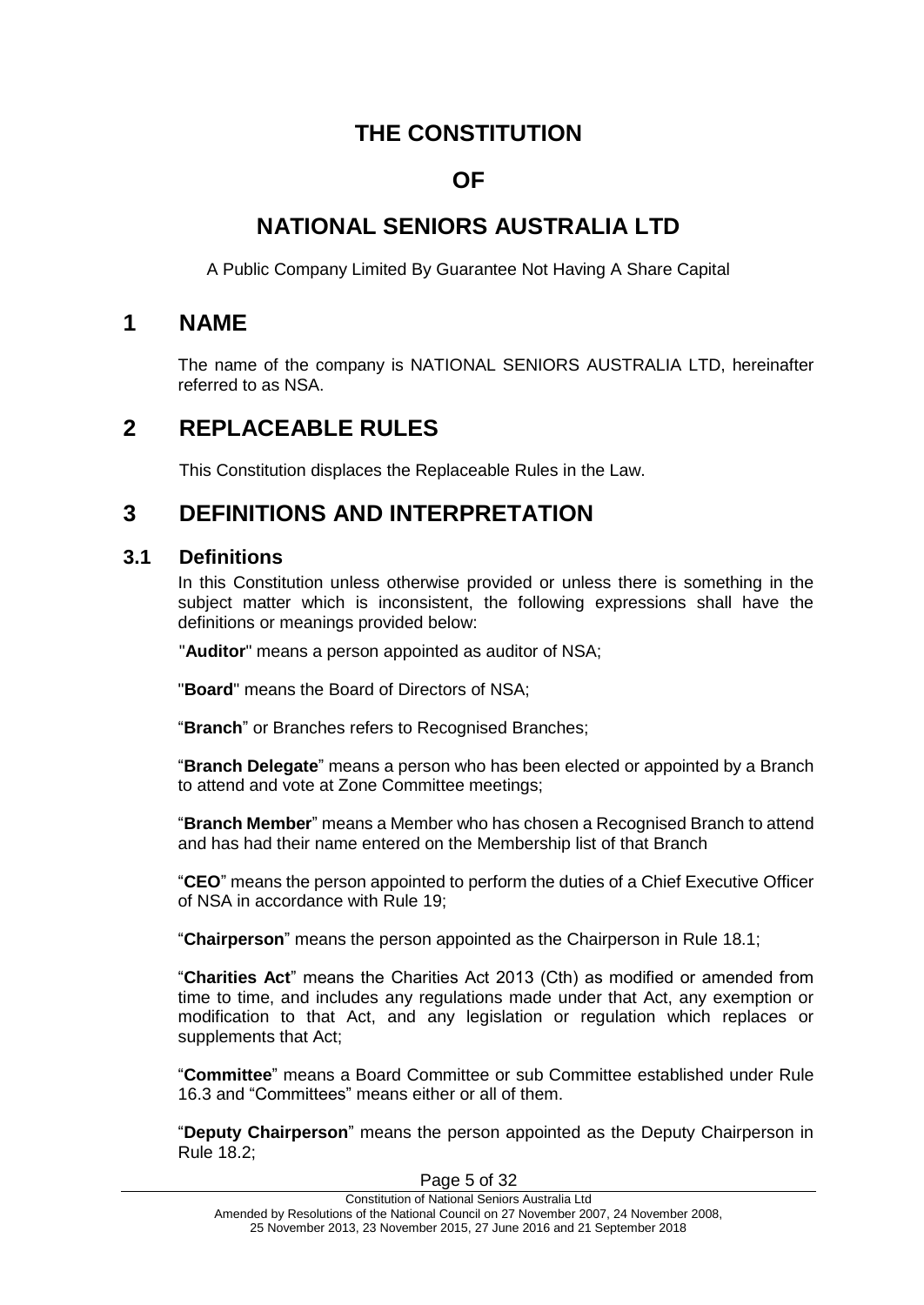# THE CONSTITUTION

# OF

# NATIONAL SENIORS AUSTRALIA LTD

A Public Company Limited By Guarantee Not Having A Share Capital

## 1 NAME

The name of the company is NATIONAL SENIORS AUSTRALIA LTD, hereinafter referred to as NSA.

## 2 REPLACEABLE RULES

This Constitution displaces the Replaceable Rules in the Law.

## 3 DEFINITIONS AND INTERPRETATION

### 3.1 Definitions

In this Constitution unless otherwise provided or unless there is something in the subject matter which is inconsistent, the following expressions shall have the definitions or meanings provided below:

"**Auditor**" means a person appointed as auditor of NSA;

"**Board**" means the Board of Directors of NSA;

"**Branch**" or Branches refers to Recognised Branches;

"**Branch Delegate**" means a person who has been elected or appointed by a Branch to attend and vote at Zone Committee meetings;

"**Branch Member**" means a Member who has chosen a Recognised Branch to attend and has had their name entered on the Membership list of that Branch

"**CEO**" means the person appointed to perform the duties of a Chief Executive Officer of NSA in accordance with Rule 19;

"**Chairperson**" means the person appointed as the Chairperson in Rule 18.1;

"**Charities Act**" means the Charities Act 2013 (Cth) as modified or amended from time to time, and includes any regulations made under that Act, any exemption or modification to that Act, and any legislation or regulation which replaces or supplements that Act;

"**Committee**" means a Board Committee or sub Committee established under Rule 16.3 and "Committees" means either or all of them.

"**Deputy Chairperson**" means the person appointed as the Deputy Chairperson in Rule 18.2;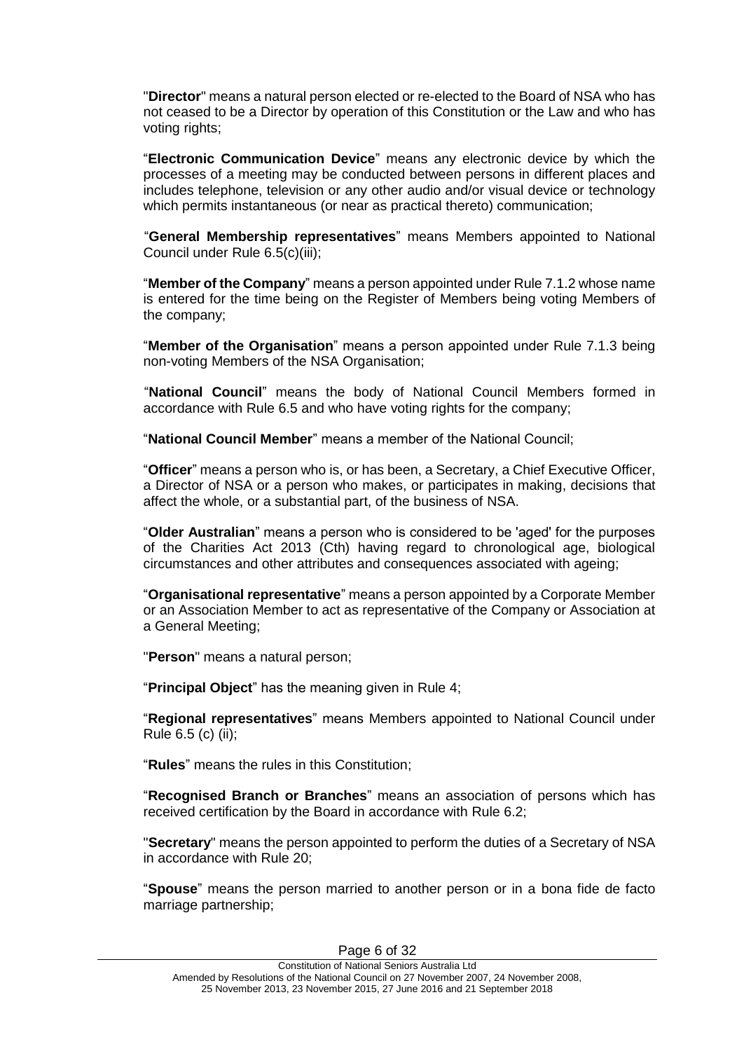"**Director**" means a natural person elected or re-elected to the Board of NSA who has not ceased to be a Director by operation of this Constitution or the Law and who has voting rights;

"**Electronic Communication Device**" means any electronic device by which the processes of a meeting may be conducted between persons in different places and includes telephone, television or any other audio and/or visual device or technology which permits instantaneous (or near as practical thereto) communication;

"**General Membership representatives**" means Members appointed to National Council under Rule 6.5(c)(iii);

"**Member of the Company**" means a person appointed under Rule 7.1.2 whose name is entered for the time being on the Register of Members being voting Members of the company;

"**Member of the Organisation**" means a person appointed under Rule 7.1.3 being non-voting Members of the NSA Organisation;

"**National Council**" means the body of National Council Members formed in accordance with Rule 6.5 and who have voting rights for the company;

"**National Council Member**" means a member of the National Council;

"**Officer**" means a person who is, or has been, a Secretary, a Chief Executive Officer, a Director of NSA or a person who makes, or participates in making, decisions that affect the whole, or a substantial part, of the business of NSA.

"**Older Australian**" means a person who is considered to be 'aged' for the purposes of the Charities Act 2013 (Cth) having regard to chronological age, biological circumstances and other attributes and consequences associated with ageing;

"**Organisational representative**" means a person appointed by a Corporate Member or an Association Member to act as representative of the Company or Association at a General Meeting;

"**Person**" means a natural person;

"**Principal Object**" has the meaning given in Rule 4;

"**Regional representatives**" means Members appointed to National Council under Rule 6.5 (c) (ii);

"**Rules**" means the rules in this Constitution;

"**Recognised Branch or Branches**" means an association of persons which has received certification by the Board in accordance with Rule 6.2;

"**Secretary**" means the person appointed to perform the duties of a Secretary of NSA in accordance with Rule 20;

"**Spouse**" means the person married to another person or in a bona fide de facto marriage partnership;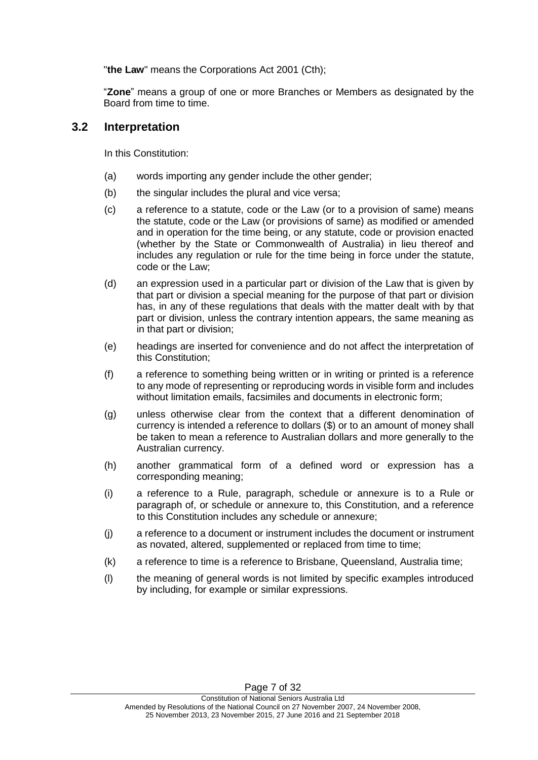"**the Law**" means the Corporations Act 2001 (Cth);

"**Zone**" means a group of one or more Branches or Members as designated by the Board from time to time.

## 3.2 Interpretation

In this Constitution:

(a) words importing any gender include the other gender;

(b) the singular includes the plural and vice versa;

(c) a reference to a statute, code or the Law (or to a provision of same) means the statute, code or the Law (or provisions of same) as modified or amended and in operation for the time being, or any statute, code or provision enacted (whether by the State or Commonwealth of Australia) in lieu thereof and includes any regulation or rule for the time being in force under the statute, code or the Law;

(d) an expression used in a particular part or division of the Law that is given by that part or division a special meaning for the purpose of that part or division has, in any of these regulations that deals with the matter dealt with by that part or division, unless the contrary intention appears, the same meaning as in that part or division;

(e) headings are inserted for convenience and do not affect the interpretation of this Constitution;

(f) a reference to something being written or in writing or printed is a reference to any mode of representing or reproducing words in visible form and includes without limitation emails, facsimiles and documents in electronic form;

(g) unless otherwise clear from the context that a different denomination of currency is intended a reference to dollars ($) or to an amount of money shall be taken to mean a reference to Australian dollars and more generally to the Australian currency.

(h) another grammatical form of a defined word or expression has a corresponding meaning;

(i) a reference to a Rule, paragraph, schedule or annexure is to a Rule or paragraph of, or schedule or annexure to, this Constitution, and a reference to this Constitution includes any schedule or annexure;

(j) a reference to a document or instrument includes the document or instrument as novated, altered, supplemented or replaced from time to time;

(k) a reference to time is a reference to Brisbane, Queensland, Australia time;

(l) the meaning of general words is not limited by specific examples introduced by including, for example or similar expressions.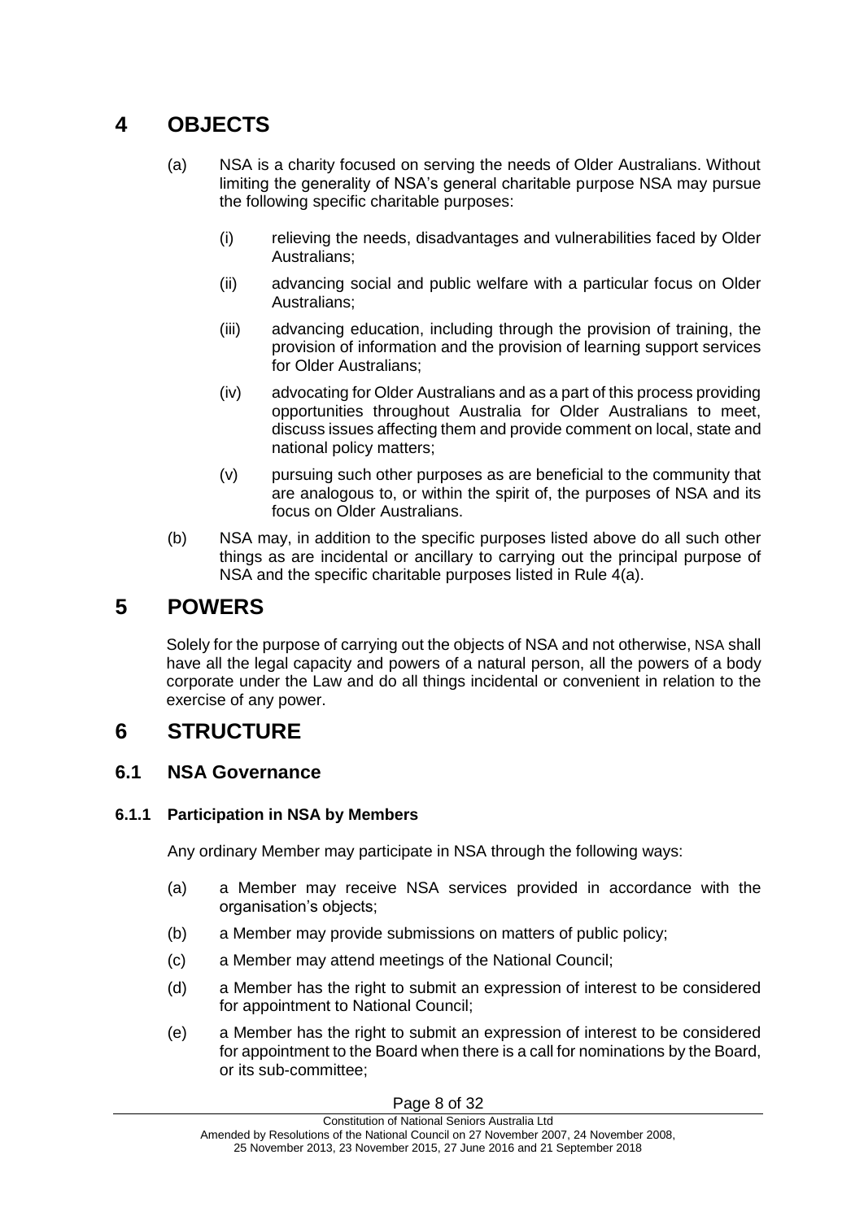# 4 OBJECTS

(a) NSA is a charity focused on serving the needs of Older Australians. Without limiting the generality of NSA's general charitable purpose NSA may pursue the following specific charitable purposes:

   (i) relieving the needs, disadvantages and vulnerabilities faced by Older Australians;

   (ii) advancing social and public welfare with a particular focus on Older Australians;

   (iii) advancing education, including through the provision of training, the provision of information and the provision of learning support services for Older Australians;

   (iv) advocating for Older Australians and as a part of this process providing opportunities throughout Australia for Older Australians to meet, discuss issues affecting them and provide comment on local, state and national policy matters;

   (v) pursuing such other purposes as are beneficial to the community that are analogous to, or within the spirit of, the purposes of NSA and its focus on Older Australians.

(b) NSA may, in addition to the specific purposes listed above do all such other things as are incidental or ancillary to carrying out the principal purpose of NSA and the specific charitable purposes listed in Rule 4(a).

# 5 POWERS

Solely for the purpose of carrying out the objects of NSA and not otherwise, NSA shall have all the legal capacity and powers of a natural person, all the powers of a body corporate under the Law and do all things incidental or convenient in relation to the exercise of any power.

# 6 STRUCTURE

## 6.1 NSA Governance

### 6.1.1 Participation in NSA by Members

Any ordinary Member may participate in NSA through the following ways:

(a) a Member may receive NSA services provided in accordance with the organisation's objects;

(b) a Member may provide submissions on matters of public policy;

(c) a Member may attend meetings of the National Council;

(d) a Member has the right to submit an expression of interest to be considered for appointment to National Council;

(e) a Member has the right to submit an expression of interest to be considered for appointment to the Board when there is a call for nominations by the Board, or its sub-committee;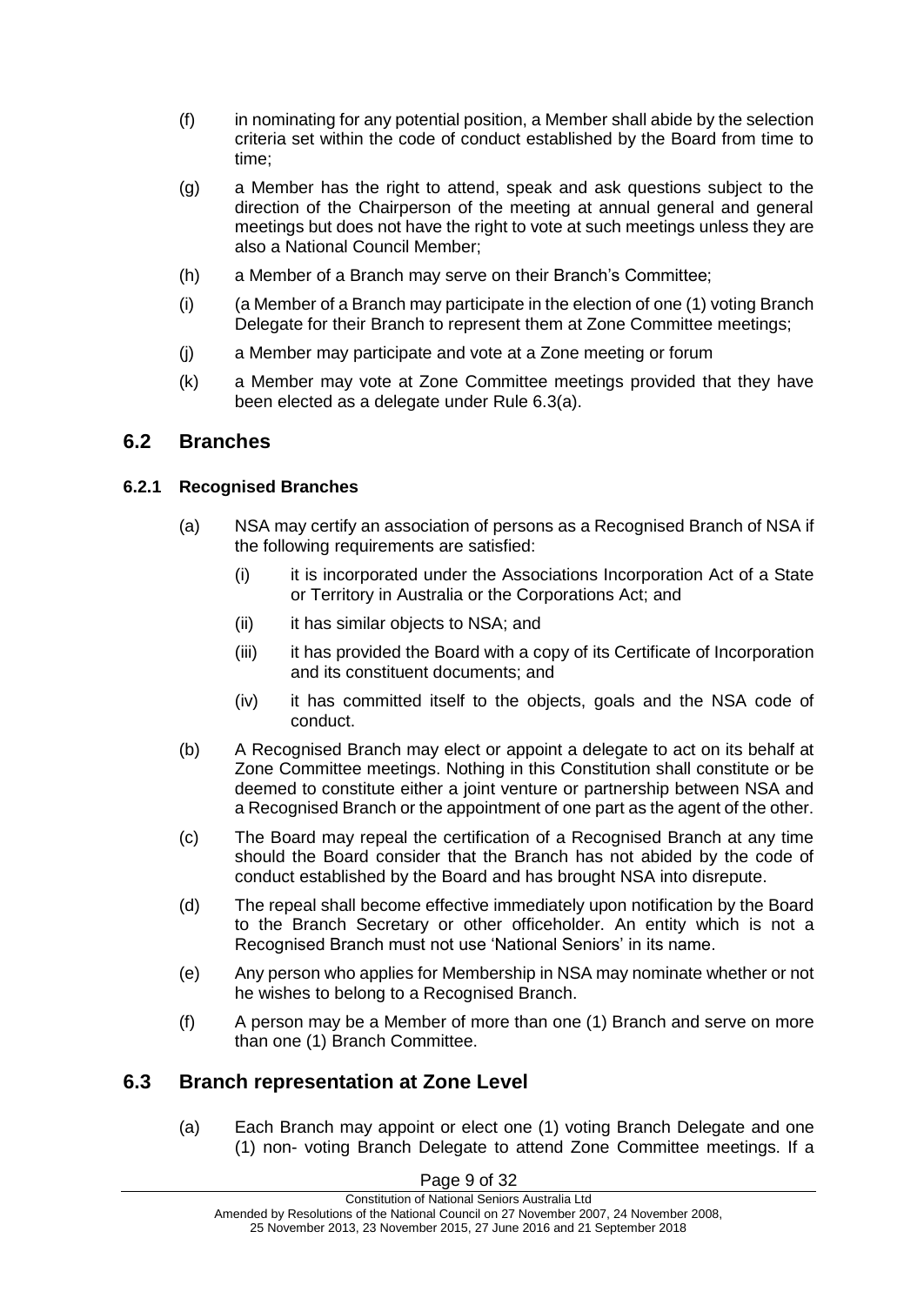(f) in nominating for any potential position, a Member shall abide by the selection criteria set within the code of conduct established by the Board from time to time;

(g) a Member has the right to attend, speak and ask questions subject to the direction of the Chairperson of the meeting at annual general and general meetings but does not have the right to vote at such meetings unless they are also a National Council Member;

(h) a Member of a Branch may serve on their Branch's Committee;

(i) (a Member of a Branch may participate in the election of one (1) voting Branch Delegate for their Branch to represent them at Zone Committee meetings;

(j) a Member may participate and vote at a Zone meeting or forum

(k) a Member may vote at Zone Committee meetings provided that they have been elected as a delegate under Rule 6.3(a).

## 6.2 Branches

### 6.2.1 Recognised Branches

(a) NSA may certify an association of persons as a Recognised Branch of NSA if the following requirements are satisfied:

   (i) it is incorporated under the Associations Incorporation Act of a State or Territory in Australia or the Corporations Act; and

   (ii) it has similar objects to NSA; and

   (iii) it has provided the Board with a copy of its Certificate of Incorporation and its constituent documents; and

   (iv) it has committed itself to the objects, goals and the NSA code of conduct.

(b) A Recognised Branch may elect or appoint a delegate to act on its behalf at Zone Committee meetings. Nothing in this Constitution shall constitute or be deemed to constitute either a joint venture or partnership between NSA and a Recognised Branch or the appointment of one part as the agent of the other.

(c) The Board may repeal the certification of a Recognised Branch at any time should the Board consider that the Branch has not abided by the code of conduct established by the Board and has brought NSA into disrepute.

(d) The repeal shall become effective immediately upon notification by the Board to the Branch Secretary or other officeholder. An entity which is not a Recognised Branch must not use 'National Seniors' in its name.

(e) Any person who applies for Membership in NSA may nominate whether or not he wishes to belong to a Recognised Branch.

(f) A person may be a Member of more than one (1) Branch and serve on more than one (1) Branch Committee.

## 6.3 Branch representation at Zone Level

(a) Each Branch may appoint or elect one (1) voting Branch Delegate and one (1) non- voting Branch Delegate to attend Zone Committee meetings. If a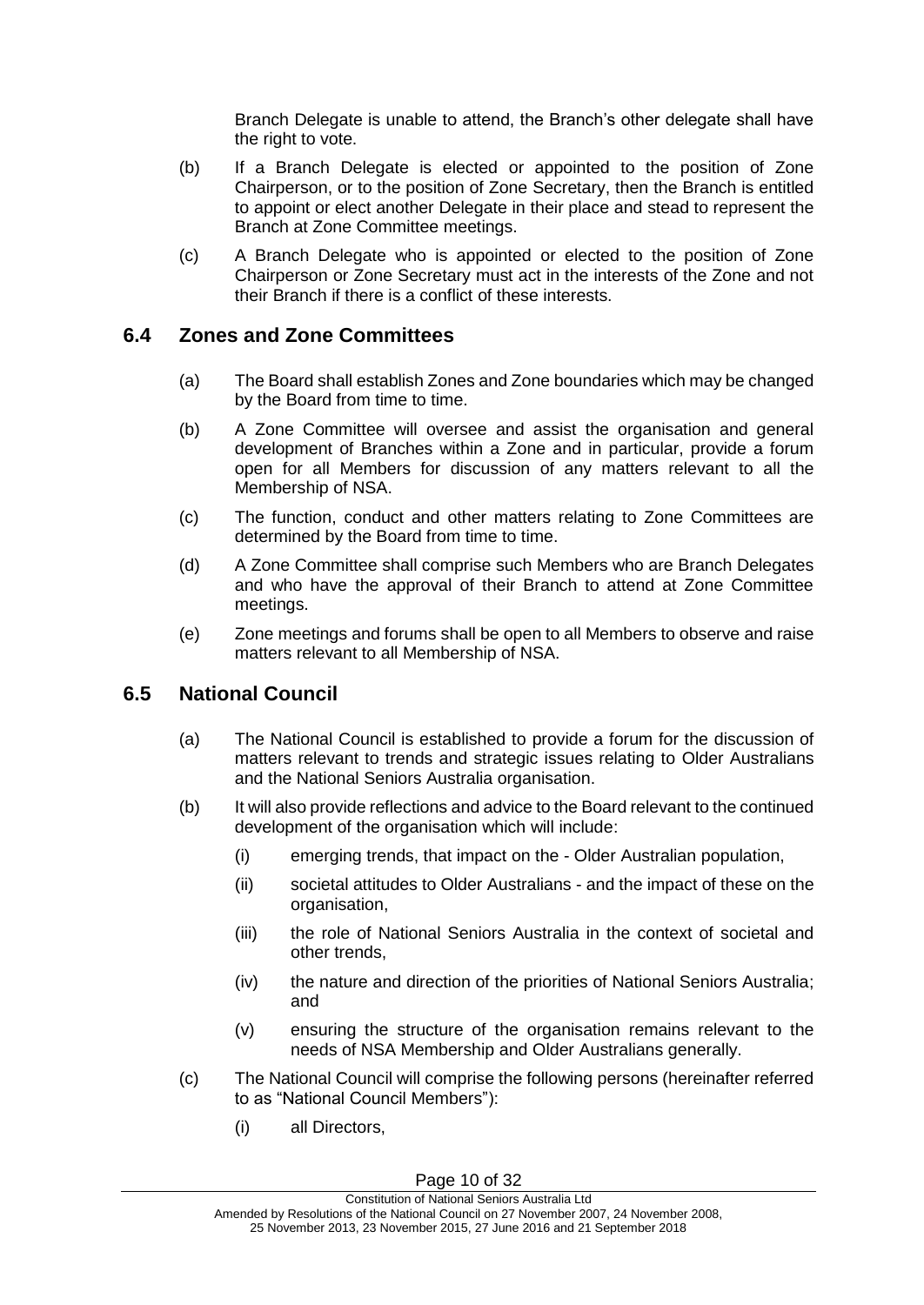Branch Delegate is unable to attend, the Branch's other delegate shall have the right to vote.

(b) If a Branch Delegate is elected or appointed to the position of Zone Chairperson, or to the position of Zone Secretary, then the Branch is entitled to appoint or elect another Delegate in their place and stead to represent the Branch at Zone Committee meetings.

(c) A Branch Delegate who is appointed or elected to the position of Zone Chairperson or Zone Secretary must act in the interests of the Zone and not their Branch if there is a conflict of these interests.

## 6.4 Zones and Zone Committees

(a) The Board shall establish Zones and Zone boundaries which may be changed by the Board from time to time.

(b) A Zone Committee will oversee and assist the organisation and general development of Branches within a Zone and in particular, provide a forum open for all Members for discussion of any matters relevant to all the Membership of NSA.

(c) The function, conduct and other matters relating to Zone Committees are determined by the Board from time to time.

(d) A Zone Committee shall comprise such Members who are Branch Delegates and who have the approval of their Branch to attend at Zone Committee meetings.

(e) Zone meetings and forums shall be open to all Members to observe and raise matters relevant to all Membership of NSA.

## 6.5 National Council

(a) The National Council is established to provide a forum for the discussion of matters relevant to trends and strategic issues relating to Older Australians and the National Seniors Australia organisation.

(b) It will also provide reflections and advice to the Board relevant to the continued development of the organisation which will include:

  (i) emerging trends, that impact on the - Older Australian population,

  (ii) societal attitudes to Older Australians - and the impact of these on the organisation,

  (iii) the role of National Seniors Australia in the context of societal and other trends,

  (iv) the nature and direction of the priorities of National Seniors Australia; and

  (v) ensuring the structure of the organisation remains relevant to the needs of NSA Membership and Older Australians generally.

(c) The National Council will comprise the following persons (hereinafter referred to as "National Council Members"):

  (i) all Directors,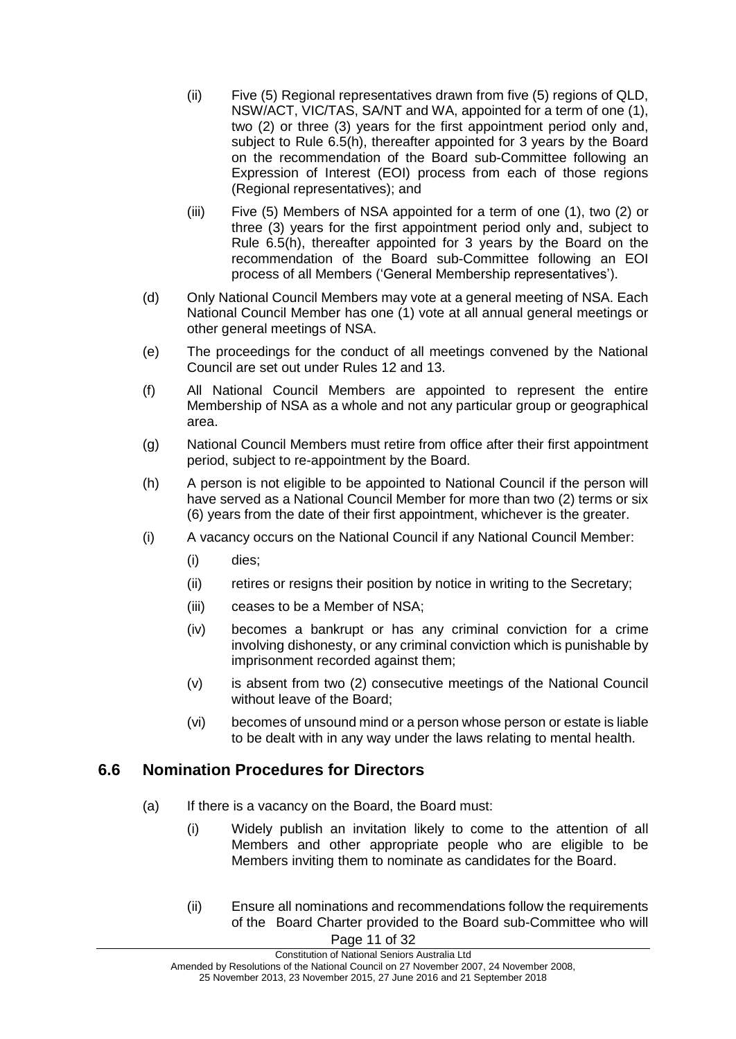(ii) Five (5) Regional representatives drawn from five (5) regions of QLD, NSW/ACT, VIC/TAS, SA/NT and WA, appointed for a term of one (1), two (2) or three (3) years for the first appointment period only and, subject to Rule 6.5(h), thereafter appointed for 3 years by the Board on the recommendation of the Board sub-Committee following an Expression of Interest (EOI) process from each of those regions (Regional representatives); and

(iii) Five (5) Members of NSA appointed for a term of one (1), two (2) or three (3) years for the first appointment period only and, subject to Rule 6.5(h), thereafter appointed for 3 years by the Board on the recommendation of the Board sub-Committee following an EOI process of all Members ('General Membership representatives').

(d) Only National Council Members may vote at a general meeting of NSA. Each National Council Member has one (1) vote at all annual general meetings or other general meetings of NSA.

(e) The proceedings for the conduct of all meetings convened by the National Council are set out under Rules 12 and 13.

(f) All National Council Members are appointed to represent the entire Membership of NSA as a whole and not any particular group or geographical area.

(g) National Council Members must retire from office after their first appointment period, subject to re-appointment by the Board.

(h) A person is not eligible to be appointed to National Council if the person will have served as a National Council Member for more than two (2) terms or six (6) years from the date of their first appointment, whichever is the greater.

(i) A vacancy occurs on the National Council if any National Council Member:

(i) dies;

(ii) retires or resigns their position by notice in writing to the Secretary;

(iii) ceases to be a Member of NSA;

(iv) becomes a bankrupt or has any criminal conviction for a crime involving dishonesty, or any criminal conviction which is punishable by imprisonment recorded against them;

(v) is absent from two (2) consecutive meetings of the National Council without leave of the Board;

(vi) becomes of unsound mind or a person whose person or estate is liable to be dealt with in any way under the laws relating to mental health.

## 6.6 Nomination Procedures for Directors

(a) If there is a vacancy on the Board, the Board must:

(i) Widely publish an invitation likely to come to the attention of all Members and other appropriate people who are eligible to be Members inviting them to nominate as candidates for the Board.

(ii) Ensure all nominations and recommendations follow the requirements of the Board Charter provided to the Board sub-Committee who will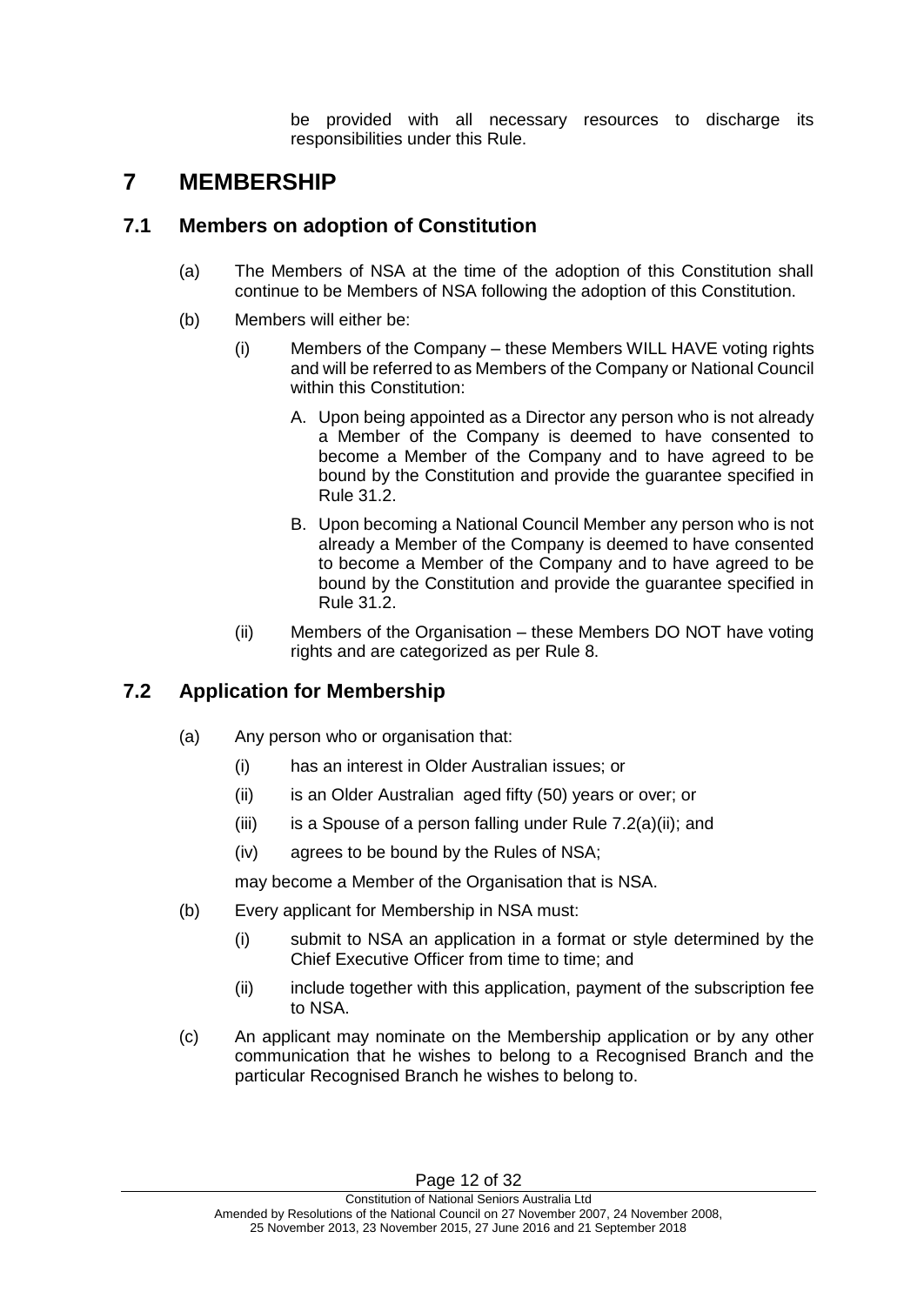be provided with all necessary resources to discharge its responsibilities under this Rule.

# 7 MEMBERSHIP

## 7.1 Members on adoption of Constitution

(a) The Members of NSA at the time of the adoption of this Constitution shall continue to be Members of NSA following the adoption of this Constitution.

(b) Members will either be:

(i) Members of the Company – these Members WILL HAVE voting rights and will be referred to as Members of the Company or National Council within this Constitution:

A. Upon being appointed as a Director any person who is not already a Member of the Company is deemed to have consented to become a Member of the Company and to have agreed to be bound by the Constitution and provide the guarantee specified in Rule 31.2.

B. Upon becoming a National Council Member any person who is not already a Member of the Company is deemed to have consented to become a Member of the Company and to have agreed to be bound by the Constitution and provide the guarantee specified in Rule 31.2.

(ii) Members of the Organisation – these Members DO NOT have voting rights and are categorized as per Rule 8.

## 7.2 Application for Membership

(a) Any person who or organisation that:

(i) has an interest in Older Australian issues; or

(ii) is an Older Australian aged fifty (50) years or over; or

(iii) is a Spouse of a person falling under Rule 7.2(a)(ii); and

(iv) agrees to be bound by the Rules of NSA;

may become a Member of the Organisation that is NSA.

(b) Every applicant for Membership in NSA must:

(i) submit to NSA an application in a format or style determined by the Chief Executive Officer from time to time; and

(ii) include together with this application, payment of the subscription fee to NSA.

(c) An applicant may nominate on the Membership application or by any other communication that he wishes to belong to a Recognised Branch and the particular Recognised Branch he wishes to belong to.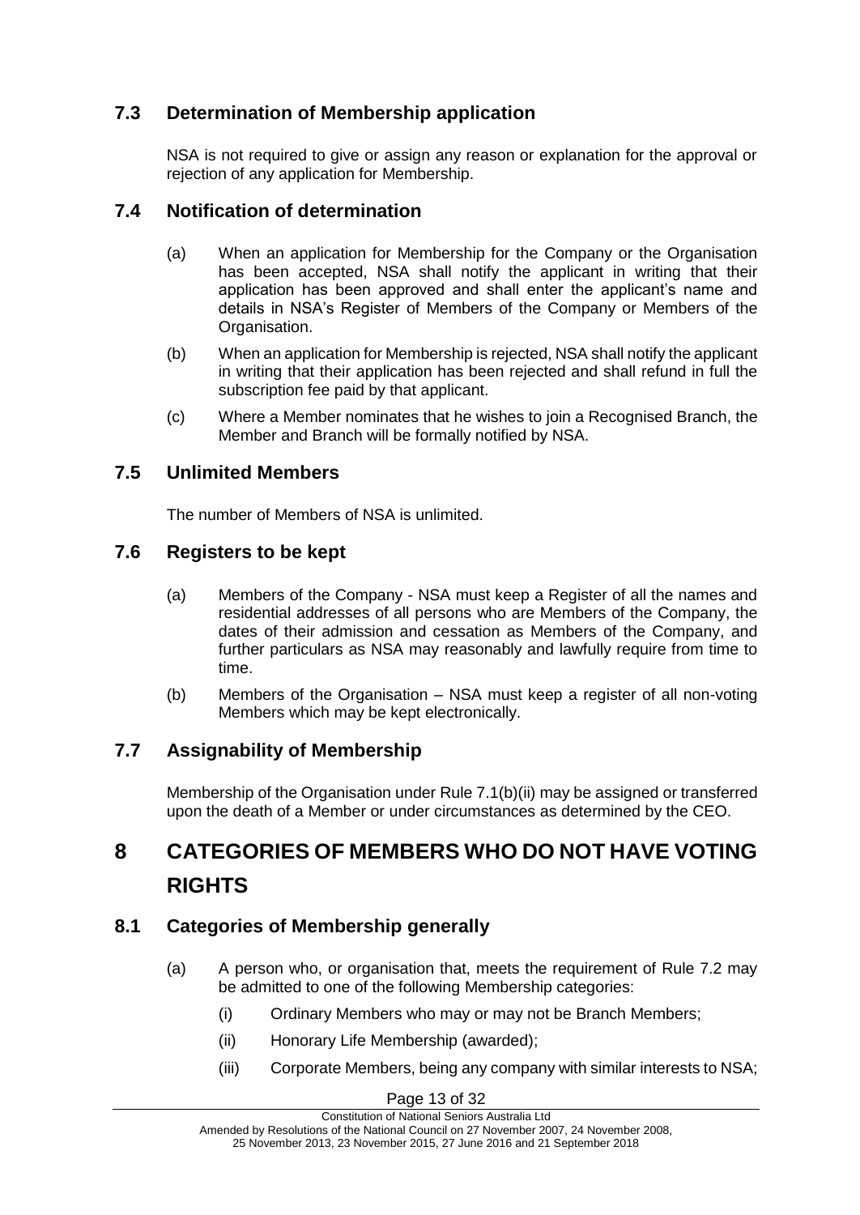### 7.3 Determination of Membership application

NSA is not required to give or assign any reason or explanation for the approval or rejection of any application for Membership.

### 7.4 Notification of determination

(a) When an application for Membership for the Company or the Organisation has been accepted, NSA shall notify the applicant in writing that their application has been approved and shall enter the applicant's name and details in NSA's Register of Members of the Company or Members of the Organisation.

(b) When an application for Membership is rejected, NSA shall notify the applicant in writing that their application has been rejected and shall refund in full the subscription fee paid by that applicant.

(c) Where a Member nominates that he wishes to join a Recognised Branch, the Member and Branch will be formally notified by NSA.

### 7.5 Unlimited Members

The number of Members of NSA is unlimited.

### 7.6 Registers to be kept

(a) Members of the Company - NSA must keep a Register of all the names and residential addresses of all persons who are Members of the Company, the dates of their admission and cessation as Members of the Company, and further particulars as NSA may reasonably and lawfully require from time to time.

(b) Members of the Organisation – NSA must keep a register of all non-voting Members which may be kept electronically.

### 7.7 Assignability of Membership

Membership of the Organisation under Rule 7.1(b)(ii) may be assigned or transferred upon the death of a Member or under circumstances as determined by the CEO.

## 8 CATEGORIES OF MEMBERS WHO DO NOT HAVE VOTING RIGHTS

### 8.1 Categories of Membership generally

(a) A person who, or organisation that, meets the requirement of Rule 7.2 may be admitted to one of the following Membership categories:

(i) Ordinary Members who may or may not be Branch Members;

(ii) Honorary Life Membership (awarded);

(iii) Corporate Members, being any company with similar interests to NSA;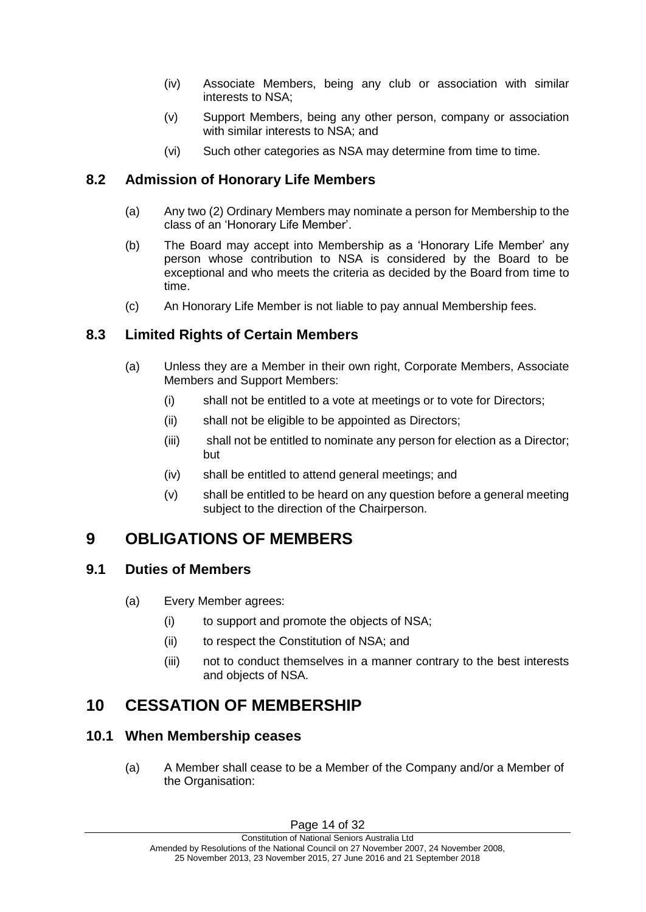(iv) Associate Members, being any club or association with similar interests to NSA;

(v) Support Members, being any other person, company or association with similar interests to NSA; and

(vi) Such other categories as NSA may determine from time to time.

## 8.2 Admission of Honorary Life Members

(a) Any two (2) Ordinary Members may nominate a person for Membership to the class of an 'Honorary Life Member'.

(b) The Board may accept into Membership as a 'Honorary Life Member' any person whose contribution to NSA is considered by the Board to be exceptional and who meets the criteria as decided by the Board from time to time.

(c) An Honorary Life Member is not liable to pay annual Membership fees.

## 8.3 Limited Rights of Certain Members

(a) Unless they are a Member in their own right, Corporate Members, Associate Members and Support Members:

   (i) shall not be entitled to a vote at meetings or to vote for Directors;

   (ii) shall not be eligible to be appointed as Directors;

   (iii) shall not be entitled to nominate any person for election as a Director; but

   (iv) shall be entitled to attend general meetings; and

   (v) shall be entitled to be heard on any question before a general meeting subject to the direction of the Chairperson.

# 9 OBLIGATIONS OF MEMBERS

## 9.1 Duties of Members

(a) Every Member agrees:

   (i) to support and promote the objects of NSA;

   (ii) to respect the Constitution of NSA; and

   (iii) not to conduct themselves in a manner contrary to the best interests and objects of NSA.

# 10 CESSATION OF MEMBERSHIP

## 10.1 When Membership ceases

(a) A Member shall cease to be a Member of the Company and/or a Member of the Organisation: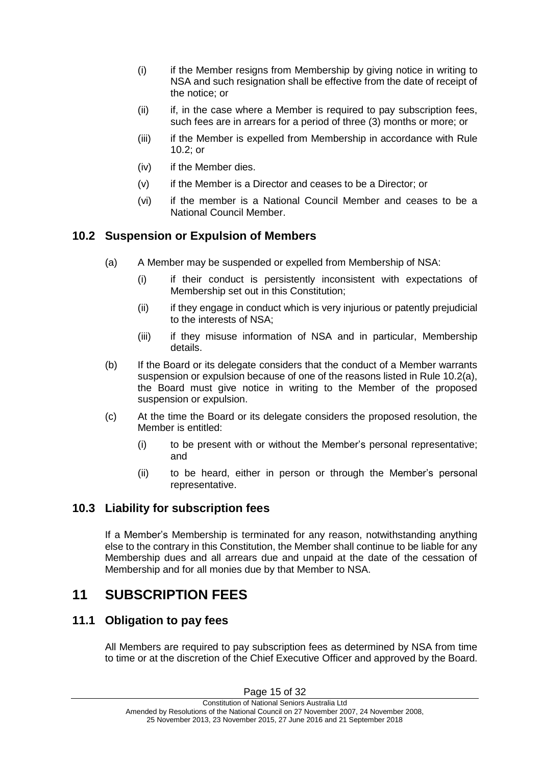- (i) if the Member resigns from Membership by giving notice in writing to NSA and such resignation shall be effective from the date of receipt of the notice; or
- (ii) if, in the case where a Member is required to pay subscription fees, such fees are in arrears for a period of three (3) months or more; or
- (iii) if the Member is expelled from Membership in accordance with Rule 10.2; or
- (iv) if the Member dies.
- (v) if the Member is a Director and ceases to be a Director; or
- (vi) if the member is a National Council Member and ceases to be a National Council Member.

## 10.2 Suspension or Expulsion of Members

(a) A Member may be suspended or expelled from Membership of NSA:

- (i) if their conduct is persistently inconsistent with expectations of Membership set out in this Constitution;
- (ii) if they engage in conduct which is very injurious or patently prejudicial to the interests of NSA;
- (iii) if they misuse information of NSA and in particular, Membership details.

(b) If the Board or its delegate considers that the conduct of a Member warrants suspension or expulsion because of one of the reasons listed in Rule 10.2(a), the Board must give notice in writing to the Member of the proposed suspension or expulsion.

(c) At the time the Board or its delegate considers the proposed resolution, the Member is entitled:

- (i) to be present with or without the Member's personal representative; and
- (ii) to be heard, either in person or through the Member's personal representative.

## 10.3 Liability for subscription fees

If a Member's Membership is terminated for any reason, notwithstanding anything else to the contrary in this Constitution, the Member shall continue to be liable for any Membership dues and all arrears due and unpaid at the date of the cessation of Membership and for all monies due by that Member to NSA.

# 11 SUBSCRIPTION FEES

## 11.1 Obligation to pay fees

All Members are required to pay subscription fees as determined by NSA from time to time or at the discretion of the Chief Executive Officer and approved by the Board.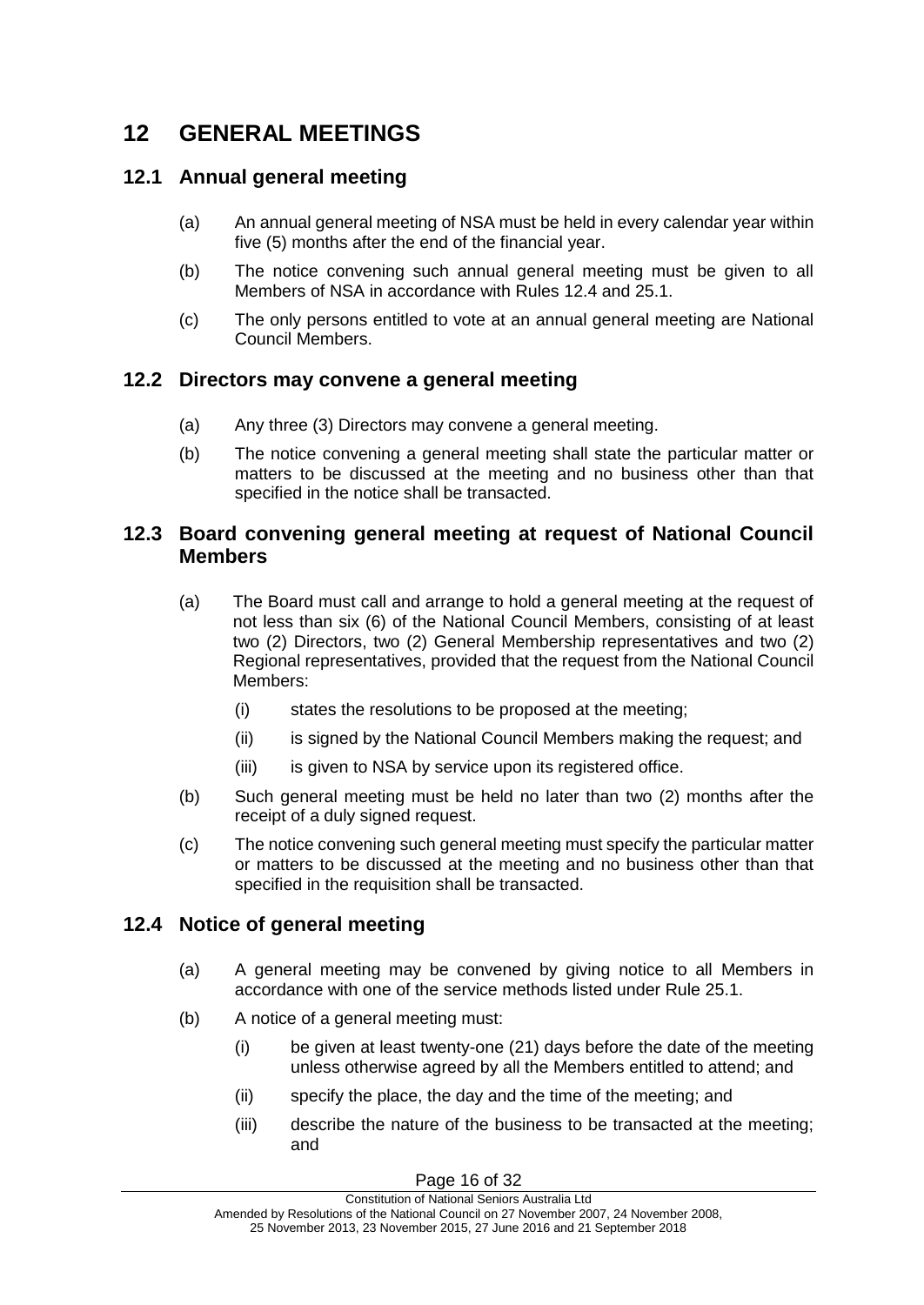# 12 GENERAL MEETINGS

## 12.1 Annual general meeting

(a) An annual general meeting of NSA must be held in every calendar year within five (5) months after the end of the financial year.

(b) The notice convening such annual general meeting must be given to all Members of NSA in accordance with Rules 12.4 and 25.1.

(c) The only persons entitled to vote at an annual general meeting are National Council Members.

## 12.2 Directors may convene a general meeting

(a) Any three (3) Directors may convene a general meeting.

(b) The notice convening a general meeting shall state the particular matter or matters to be discussed at the meeting and no business other than that specified in the notice shall be transacted.

## 12.3 Board convening general meeting at request of National Council Members

(a) The Board must call and arrange to hold a general meeting at the request of not less than six (6) of the National Council Members, consisting of at least two (2) Directors, two (2) General Membership representatives and two (2) Regional representatives, provided that the request from the National Council Members:

   (i) states the resolutions to be proposed at the meeting;

   (ii) is signed by the National Council Members making the request; and

   (iii) is given to NSA by service upon its registered office.

(b) Such general meeting must be held no later than two (2) months after the receipt of a duly signed request.

(c) The notice convening such general meeting must specify the particular matter or matters to be discussed at the meeting and no business other than that specified in the requisition shall be transacted.

## 12.4 Notice of general meeting

(a) A general meeting may be convened by giving notice to all Members in accordance with one of the service methods listed under Rule 25.1.

(b) A notice of a general meeting must:

   (i) be given at least twenty-one (21) days before the date of the meeting unless otherwise agreed by all the Members entitled to attend; and

   (ii) specify the place, the day and the time of the meeting; and

   (iii) describe the nature of the business to be transacted at the meeting; and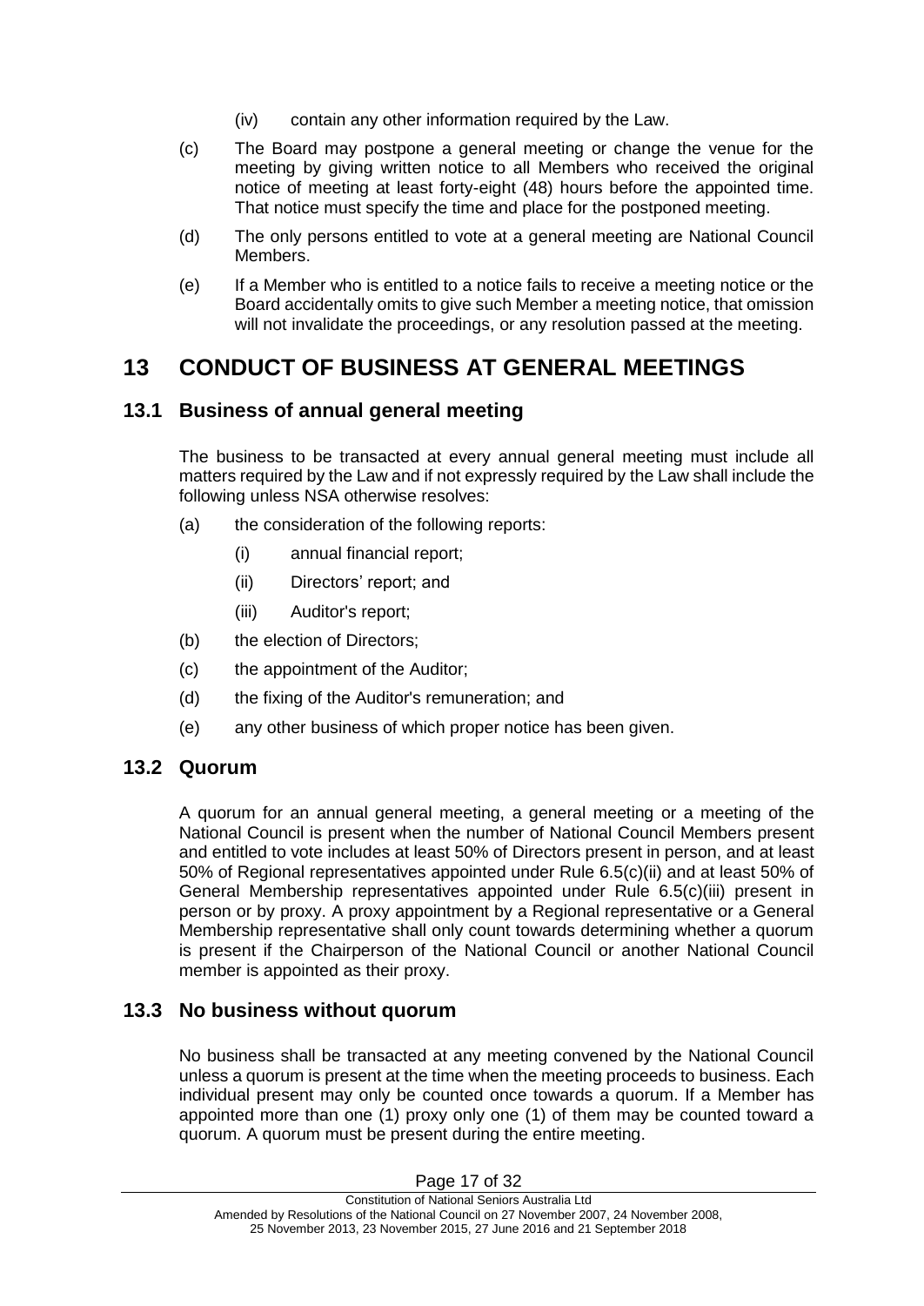(iv) contain any other information required by the Law.

(c) The Board may postpone a general meeting or change the venue for the meeting by giving written notice to all Members who received the original notice of meeting at least forty-eight (48) hours before the appointed time. That notice must specify the time and place for the postponed meeting.

(d) The only persons entitled to vote at a general meeting are National Council Members.

(e) If a Member who is entitled to a notice fails to receive a meeting notice or the Board accidentally omits to give such Member a meeting notice, that omission will not invalidate the proceedings, or any resolution passed at the meeting.

# 13 CONDUCT OF BUSINESS AT GENERAL MEETINGS

## 13.1 Business of annual general meeting

The business to be transacted at every annual general meeting must include all matters required by the Law and if not expressly required by the Law shall include the following unless NSA otherwise resolves:

(a) the consideration of the following reports:

(i) annual financial report;

(ii) Directors' report; and

(iii) Auditor's report;

(b) the election of Directors;

(c) the appointment of the Auditor;

(d) the fixing of the Auditor's remuneration; and

(e) any other business of which proper notice has been given.

## 13.2 Quorum

A quorum for an annual general meeting, a general meeting or a meeting of the National Council is present when the number of National Council Members present and entitled to vote includes at least 50% of Directors present in person, and at least 50% of Regional representatives appointed under Rule 6.5(c)(ii) and at least 50% of General Membership representatives appointed under Rule 6.5(c)(iii) present in person or by proxy. A proxy appointment by a Regional representative or a General Membership representative shall only count towards determining whether a quorum is present if the Chairperson of the National Council or another National Council member is appointed as their proxy.

## 13.3 No business without quorum

No business shall be transacted at any meeting convened by the National Council unless a quorum is present at the time when the meeting proceeds to business. Each individual present may only be counted once towards a quorum. If a Member has appointed more than one (1) proxy only one (1) of them may be counted toward a quorum. A quorum must be present during the entire meeting.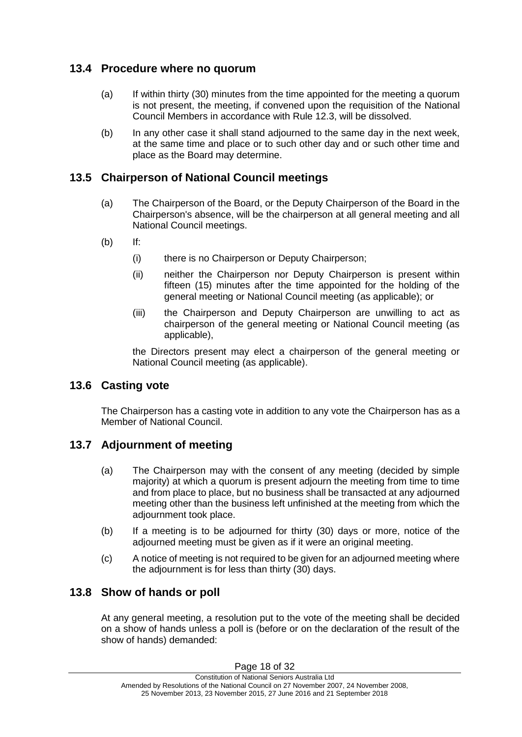## 13.4 Procedure where no quorum

(a) If within thirty (30) minutes from the time appointed for the meeting a quorum is not present, the meeting, if convened upon the requisition of the National Council Members in accordance with Rule 12.3, will be dissolved.

(b) In any other case it shall stand adjourned to the same day in the next week, at the same time and place or to such other day and or such other time and place as the Board may determine.

## 13.5 Chairperson of National Council meetings

(a) The Chairperson of the Board, or the Deputy Chairperson of the Board in the Chairperson's absence, will be the chairperson at all general meeting and all National Council meetings.

(b) If:

(i) there is no Chairperson or Deputy Chairperson;

(ii) neither the Chairperson nor Deputy Chairperson is present within fifteen (15) minutes after the time appointed for the holding of the general meeting or National Council meeting (as applicable); or

(iii) the Chairperson and Deputy Chairperson are unwilling to act as chairperson of the general meeting or National Council meeting (as applicable),

the Directors present may elect a chairperson of the general meeting or National Council meeting (as applicable).

## 13.6 Casting vote

The Chairperson has a casting vote in addition to any vote the Chairperson has as a Member of National Council.

## 13.7 Adjournment of meeting

(a) The Chairperson may with the consent of any meeting (decided by simple majority) at which a quorum is present adjourn the meeting from time to time and from place to place, but no business shall be transacted at any adjourned meeting other than the business left unfinished at the meeting from which the adjournment took place.

(b) If a meeting is to be adjourned for thirty (30) days or more, notice of the adjourned meeting must be given as if it were an original meeting.

(c) A notice of meeting is not required to be given for an adjourned meeting where the adjournment is for less than thirty (30) days.

## 13.8 Show of hands or poll

At any general meeting, a resolution put to the vote of the meeting shall be decided on a show of hands unless a poll is (before or on the declaration of the result of the show of hands) demanded: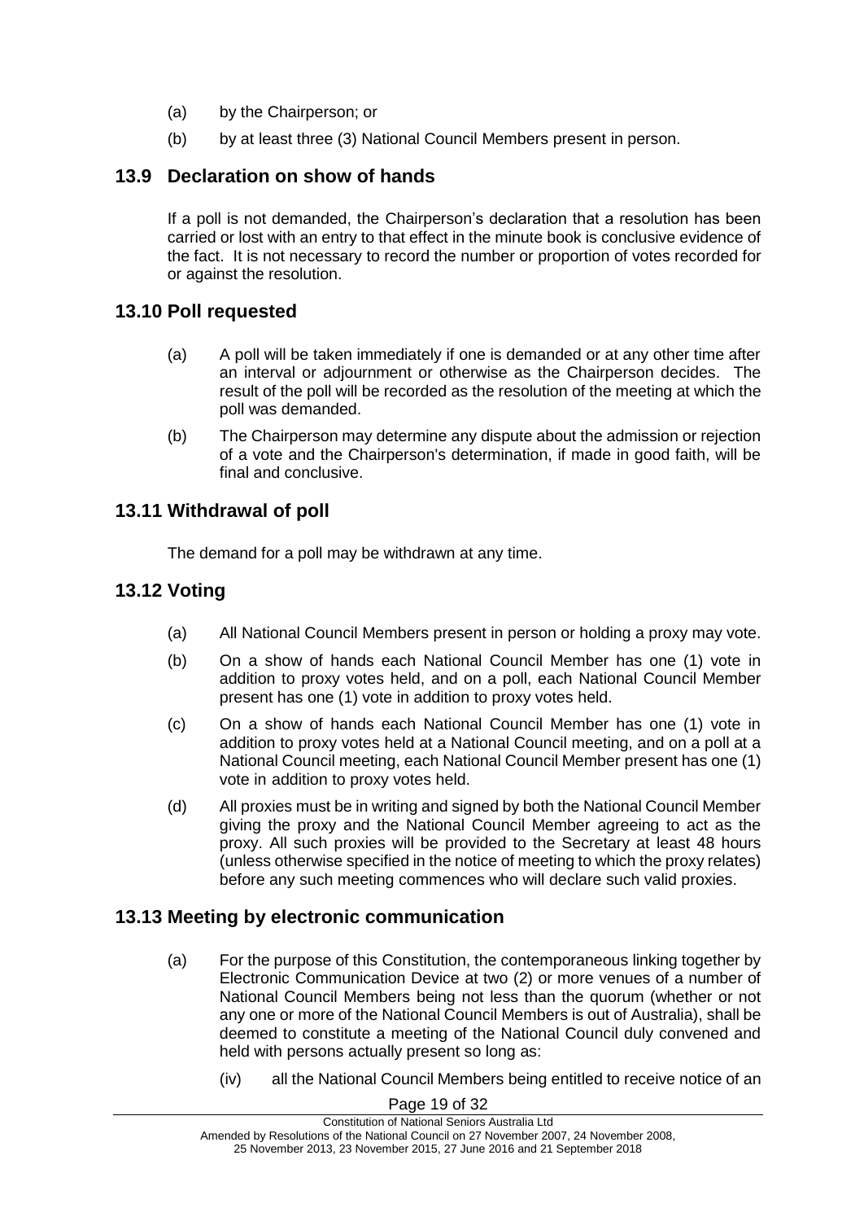(a) by the Chairperson; or

(b) by at least three (3) National Council Members present in person.

## 13.9 Declaration on show of hands

If a poll is not demanded, the Chairperson's declaration that a resolution has been carried or lost with an entry to that effect in the minute book is conclusive evidence of the fact. It is not necessary to record the number or proportion of votes recorded for or against the resolution.

## 13.10 Poll requested

(a) A poll will be taken immediately if one is demanded or at any other time after an interval or adjournment or otherwise as the Chairperson decides. The result of the poll will be recorded as the resolution of the meeting at which the poll was demanded.

(b) The Chairperson may determine any dispute about the admission or rejection of a vote and the Chairperson's determination, if made in good faith, will be final and conclusive.

## 13.11 Withdrawal of poll

The demand for a poll may be withdrawn at any time.

## 13.12 Voting

(a) All National Council Members present in person or holding a proxy may vote.

(b) On a show of hands each National Council Member has one (1) vote in addition to proxy votes held, and on a poll, each National Council Member present has one (1) vote in addition to proxy votes held.

(c) On a show of hands each National Council Member has one (1) vote in addition to proxy votes held at a National Council meeting, and on a poll at a National Council meeting, each National Council Member present has one (1) vote in addition to proxy votes held.

(d) All proxies must be in writing and signed by both the National Council Member giving the proxy and the National Council Member agreeing to act as the proxy. All such proxies will be provided to the Secretary at least 48 hours (unless otherwise specified in the notice of meeting to which the proxy relates) before any such meeting commences who will declare such valid proxies.

## 13.13 Meeting by electronic communication

(a) For the purpose of this Constitution, the contemporaneous linking together by Electronic Communication Device at two (2) or more venues of a number of National Council Members being not less than the quorum (whether or not any one or more of the National Council Members is out of Australia), shall be deemed to constitute a meeting of the National Council duly convened and held with persons actually present so long as:

(iv) all the National Council Members being entitled to receive notice of an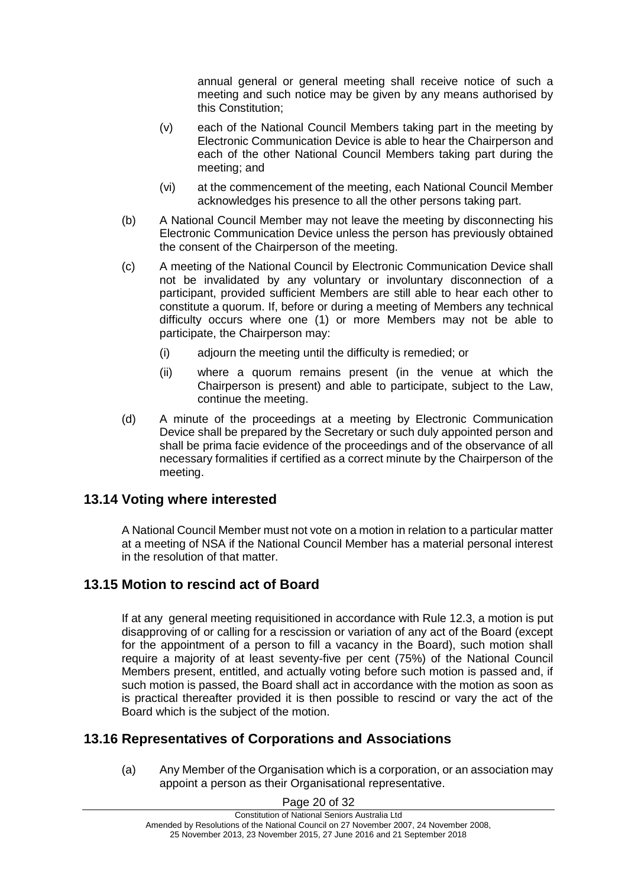annual general or general meeting shall receive notice of such a meeting and such notice may be given by any means authorised by this Constitution;

(v) each of the National Council Members taking part in the meeting by Electronic Communication Device is able to hear the Chairperson and each of the other National Council Members taking part during the meeting; and

(vi) at the commencement of the meeting, each National Council Member acknowledges his presence to all the other persons taking part.

(b) A National Council Member may not leave the meeting by disconnecting his Electronic Communication Device unless the person has previously obtained the consent of the Chairperson of the meeting.

(c) A meeting of the National Council by Electronic Communication Device shall not be invalidated by any voluntary or involuntary disconnection of a participant, provided sufficient Members are still able to hear each other to constitute a quorum. If, before or during a meeting of Members any technical difficulty occurs where one (1) or more Members may not be able to participate, the Chairperson may:

(i) adjourn the meeting until the difficulty is remedied; or

(ii) where a quorum remains present (in the venue at which the Chairperson is present) and able to participate, subject to the Law, continue the meeting.

(d) A minute of the proceedings at a meeting by Electronic Communication Device shall be prepared by the Secretary or such duly appointed person and shall be prima facie evidence of the proceedings and of the observance of all necessary formalities if certified as a correct minute by the Chairperson of the meeting.

## 13.14 Voting where interested

A National Council Member must not vote on a motion in relation to a particular matter at a meeting of NSA if the National Council Member has a material personal interest in the resolution of that matter.

## 13.15 Motion to rescind act of Board

If at any general meeting requisitioned in accordance with Rule 12.3, a motion is put disapproving of or calling for a rescission or variation of any act of the Board (except for the appointment of a person to fill a vacancy in the Board), such motion shall require a majority of at least seventy-five per cent (75%) of the National Council Members present, entitled, and actually voting before such motion is passed and, if such motion is passed, the Board shall act in accordance with the motion as soon as is practical thereafter provided it is then possible to rescind or vary the act of the Board which is the subject of the motion.

## 13.16 Representatives of Corporations and Associations

(a) Any Member of the Organisation which is a corporation, or an association may appoint a person as their Organisational representative.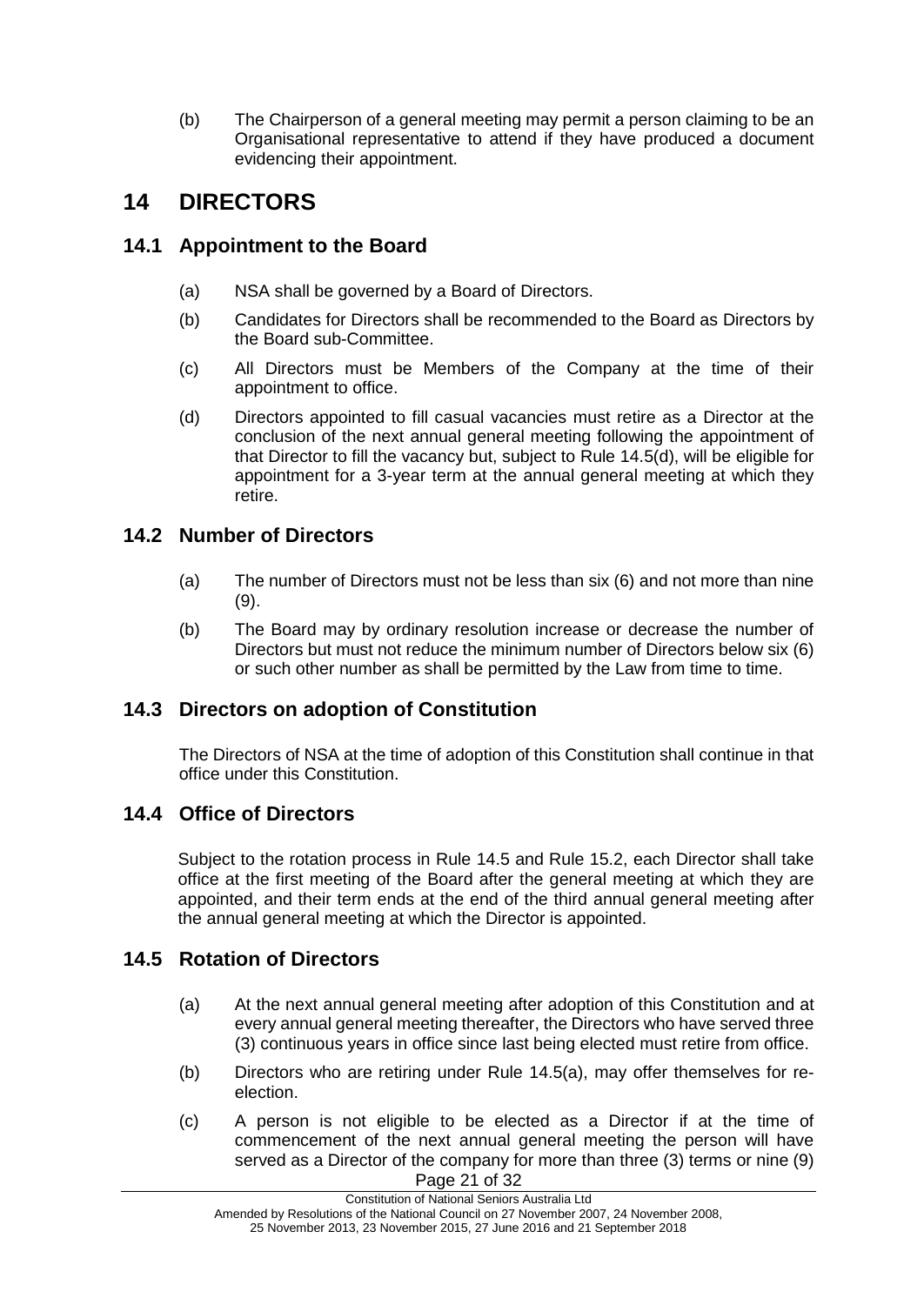(b) The Chairperson of a general meeting may permit a person claiming to be an Organisational representative to attend if they have produced a document evidencing their appointment.

# 14 DIRECTORS

## 14.1 Appointment to the Board

(a) NSA shall be governed by a Board of Directors.

(b) Candidates for Directors shall be recommended to the Board as Directors by the Board sub-Committee.

(c) All Directors must be Members of the Company at the time of their appointment to office.

(d) Directors appointed to fill casual vacancies must retire as a Director at the conclusion of the next annual general meeting following the appointment of that Director to fill the vacancy but, subject to Rule 14.5(d), will be eligible for appointment for a 3-year term at the annual general meeting at which they retire.

## 14.2 Number of Directors

(a) The number of Directors must not be less than six (6) and not more than nine (9).

(b) The Board may by ordinary resolution increase or decrease the number of Directors but must not reduce the minimum number of Directors below six (6) or such other number as shall be permitted by the Law from time to time.

## 14.3 Directors on adoption of Constitution

The Directors of NSA at the time of adoption of this Constitution shall continue in that office under this Constitution.

## 14.4 Office of Directors

Subject to the rotation process in Rule 14.5 and Rule 15.2, each Director shall take office at the first meeting of the Board after the general meeting at which they are appointed, and their term ends at the end of the third annual general meeting after the annual general meeting at which the Director is appointed.

## 14.5 Rotation of Directors

(a) At the next annual general meeting after adoption of this Constitution and at every annual general meeting thereafter, the Directors who have served three (3) continuous years in office since last being elected must retire from office.

(b) Directors who are retiring under Rule 14.5(a), may offer themselves for re-election.

(c) A person is not eligible to be elected as a Director if at the time of commencement of the next annual general meeting the person will have served as a Director of the company for more than three (3) terms or nine (9)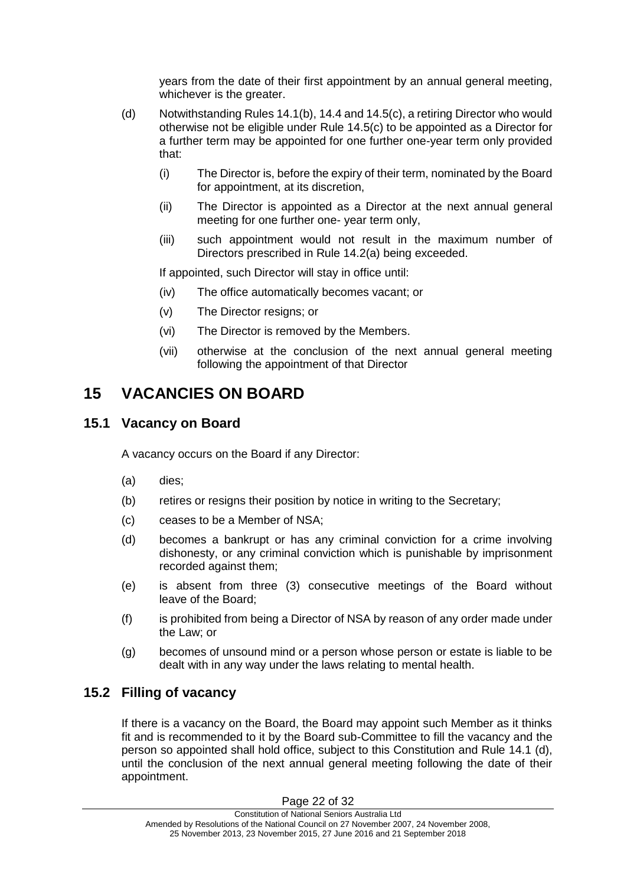years from the date of their first appointment by an annual general meeting, whichever is the greater.

(d) Notwithstanding Rules 14.1(b), 14.4 and 14.5(c), a retiring Director who would otherwise not be eligible under Rule 14.5(c) to be appointed as a Director for a further term may be appointed for one further one-year term only provided that:

(i) The Director is, before the expiry of their term, nominated by the Board for appointment, at its discretion,

(ii) The Director is appointed as a Director at the next annual general meeting for one further one- year term only,

(iii) such appointment would not result in the maximum number of Directors prescribed in Rule 14.2(a) being exceeded.

If appointed, such Director will stay in office until:

(iv) The office automatically becomes vacant; or

(v) The Director resigns; or

(vi) The Director is removed by the Members.

(vii) otherwise at the conclusion of the next annual general meeting following the appointment of that Director

# 15 VACANCIES ON BOARD

## 15.1 Vacancy on Board

A vacancy occurs on the Board if any Director:

(a) dies;

(b) retires or resigns their position by notice in writing to the Secretary;

(c) ceases to be a Member of NSA;

(d) becomes a bankrupt or has any criminal conviction for a crime involving dishonesty, or any criminal conviction which is punishable by imprisonment recorded against them;

(e) is absent from three (3) consecutive meetings of the Board without leave of the Board;

(f) is prohibited from being a Director of NSA by reason of any order made under the Law; or

(g) becomes of unsound mind or a person whose person or estate is liable to be dealt with in any way under the laws relating to mental health.

## 15.2 Filling of vacancy

If there is a vacancy on the Board, the Board may appoint such Member as it thinks fit and is recommended to it by the Board sub-Committee to fill the vacancy and the person so appointed shall hold office, subject to this Constitution and Rule 14.1 (d), until the conclusion of the next annual general meeting following the date of their appointment.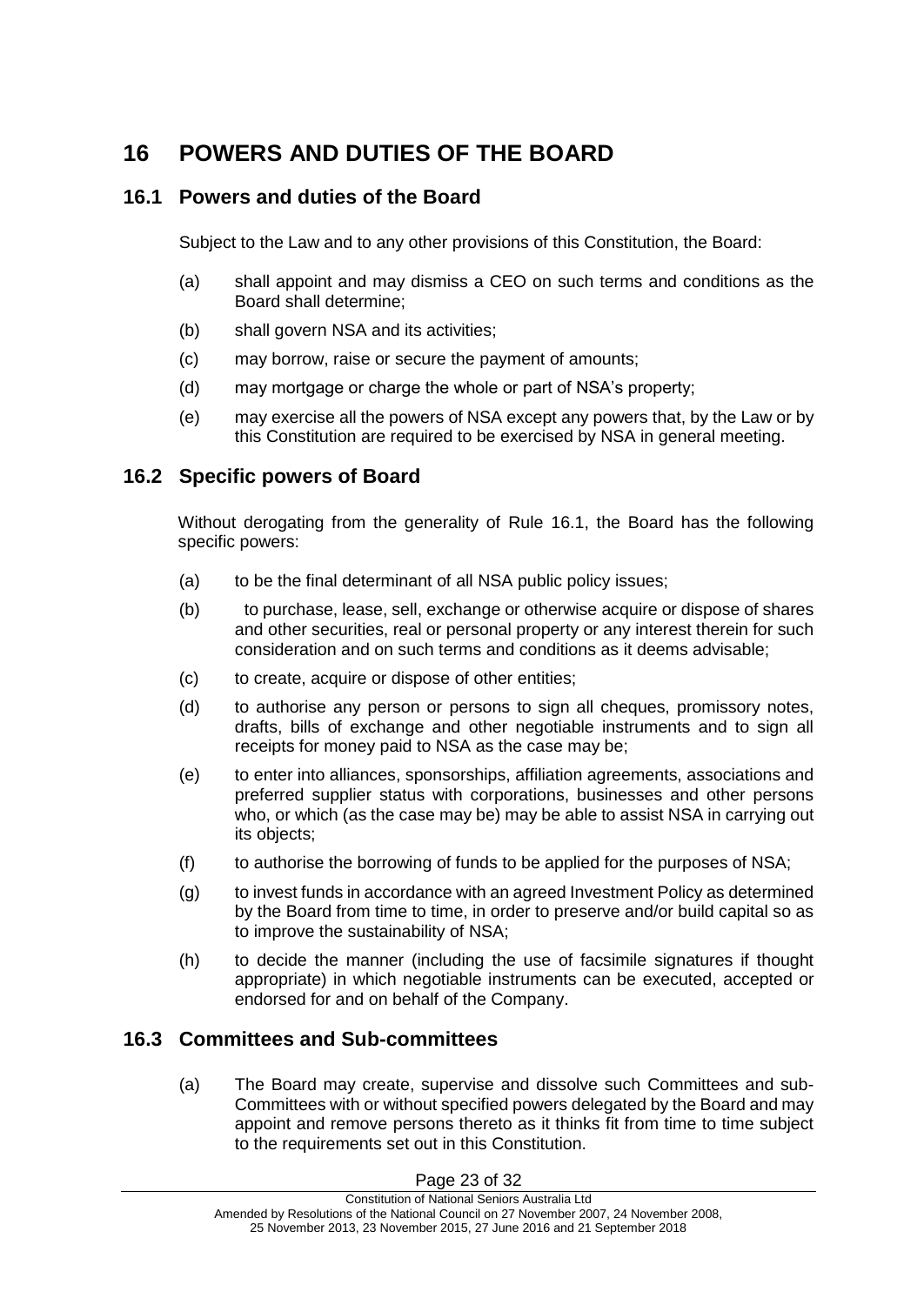# 16 POWERS AND DUTIES OF THE BOARD

## 16.1 Powers and duties of the Board

Subject to the Law and to any other provisions of this Constitution, the Board:

(a) shall appoint and may dismiss a CEO on such terms and conditions as the Board shall determine;

(b) shall govern NSA and its activities;

(c) may borrow, raise or secure the payment of amounts;

(d) may mortgage or charge the whole or part of NSA's property;

(e) may exercise all the powers of NSA except any powers that, by the Law or by this Constitution are required to be exercised by NSA in general meeting.

## 16.2 Specific powers of Board

Without derogating from the generality of Rule 16.1, the Board has the following specific powers:

(a) to be the final determinant of all NSA public policy issues;

(b) to purchase, lease, sell, exchange or otherwise acquire or dispose of shares and other securities, real or personal property or any interest therein for such consideration and on such terms and conditions as it deems advisable;

(c) to create, acquire or dispose of other entities;

(d) to authorise any person or persons to sign all cheques, promissory notes, drafts, bills of exchange and other negotiable instruments and to sign all receipts for money paid to NSA as the case may be;

(e) to enter into alliances, sponsorships, affiliation agreements, associations and preferred supplier status with corporations, businesses and other persons who, or which (as the case may be) may be able to assist NSA in carrying out its objects;

(f) to authorise the borrowing of funds to be applied for the purposes of NSA;

(g) to invest funds in accordance with an agreed Investment Policy as determined by the Board from time to time, in order to preserve and/or build capital so as to improve the sustainability of NSA;

(h) to decide the manner (including the use of facsimile signatures if thought appropriate) in which negotiable instruments can be executed, accepted or endorsed for and on behalf of the Company.

## 16.3 Committees and Sub-committees

(a) The Board may create, supervise and dissolve such Committees and sub-Committees with or without specified powers delegated by the Board and may appoint and remove persons thereto as it thinks fit from time to time subject to the requirements set out in this Constitution.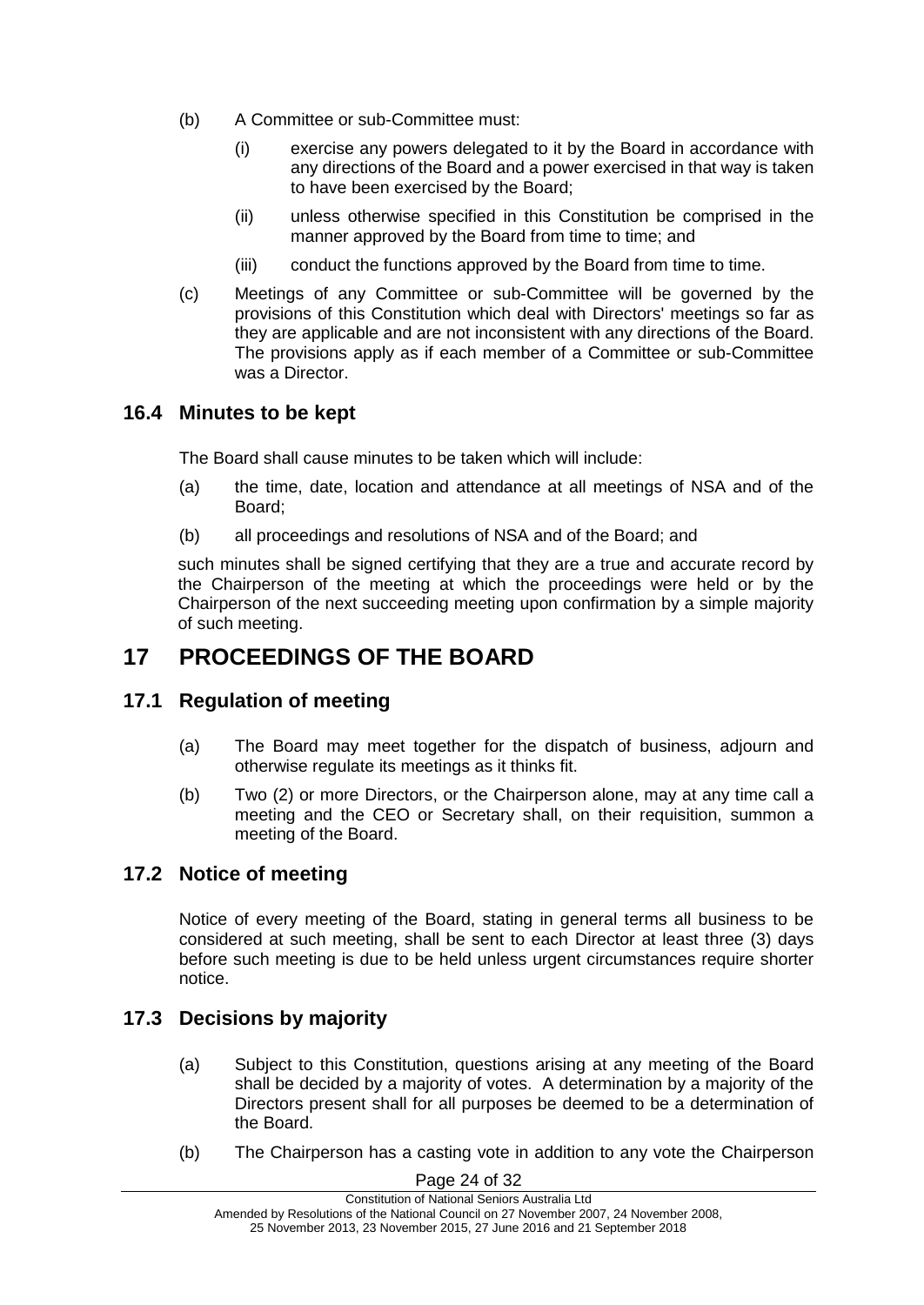(b) A Committee or sub-Committee must:

  (i) exercise any powers delegated to it by the Board in accordance with any directions of the Board and a power exercised in that way is taken to have been exercised by the Board;

  (ii) unless otherwise specified in this Constitution be comprised in the manner approved by the Board from time to time; and

  (iii) conduct the functions approved by the Board from time to time.

(c) Meetings of any Committee or sub-Committee will be governed by the provisions of this Constitution which deal with Directors' meetings so far as they are applicable and are not inconsistent with any directions of the Board. The provisions apply as if each member of a Committee or sub-Committee was a Director.

### 16.4 Minutes to be kept

The Board shall cause minutes to be taken which will include:

(a) the time, date, location and attendance at all meetings of NSA and of the Board;

(b) all proceedings and resolutions of NSA and of the Board; and

such minutes shall be signed certifying that they are a true and accurate record by the Chairperson of the meeting at which the proceedings were held or by the Chairperson of the next succeeding meeting upon confirmation by a simple majority of such meeting.

## 17 PROCEEDINGS OF THE BOARD

### 17.1 Regulation of meeting

(a) The Board may meet together for the dispatch of business, adjourn and otherwise regulate its meetings as it thinks fit.

(b) Two (2) or more Directors, or the Chairperson alone, may at any time call a meeting and the CEO or Secretary shall, on their requisition, summon a meeting of the Board.

### 17.2 Notice of meeting

Notice of every meeting of the Board, stating in general terms all business to be considered at such meeting, shall be sent to each Director at least three (3) days before such meeting is due to be held unless urgent circumstances require shorter notice.

### 17.3 Decisions by majority

(a) Subject to this Constitution, questions arising at any meeting of the Board shall be decided by a majority of votes. A determination by a majority of the Directors present shall for all purposes be deemed to be a determination of the Board.

(b) The Chairperson has a casting vote in addition to any vote the Chairperson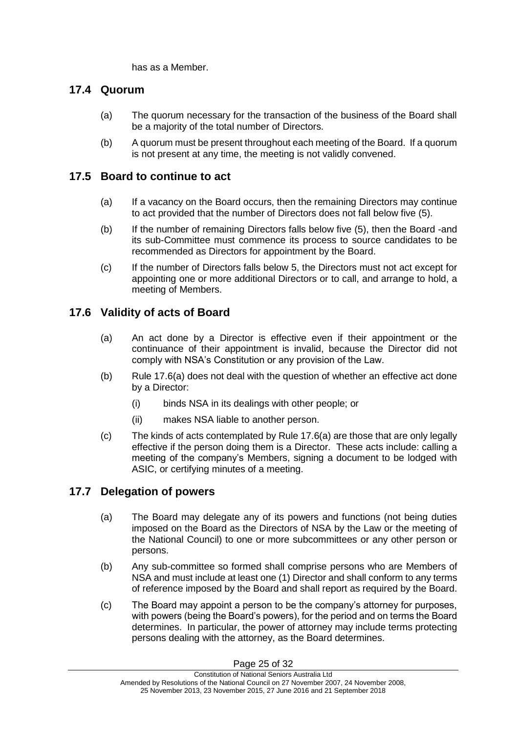has as a Member.

## 17.4 Quorum

(a) The quorum necessary for the transaction of the business of the Board shall be a majority of the total number of Directors.

(b) A quorum must be present throughout each meeting of the Board. If a quorum is not present at any time, the meeting is not validly convened.

## 17.5 Board to continue to act

(a) If a vacancy on the Board occurs, then the remaining Directors may continue to act provided that the number of Directors does not fall below five (5).

(b) If the number of remaining Directors falls below five (5), then the Board -and its sub-Committee must commence its process to source candidates to be recommended as Directors for appointment by the Board.

(c) If the number of Directors falls below 5, the Directors must not act except for appointing one or more additional Directors or to call, and arrange to hold, a meeting of Members.

## 17.6 Validity of acts of Board

(a) An act done by a Director is effective even if their appointment or the continuance of their appointment is invalid, because the Director did not comply with NSA's Constitution or any provision of the Law.

(b) Rule 17.6(a) does not deal with the question of whether an effective act done by a Director:

   (i) binds NSA in its dealings with other people; or

   (ii) makes NSA liable to another person.

(c) The kinds of acts contemplated by Rule 17.6(a) are those that are only legally effective if the person doing them is a Director. These acts include: calling a meeting of the company's Members, signing a document to be lodged with ASIC, or certifying minutes of a meeting.

## 17.7 Delegation of powers

(a) The Board may delegate any of its powers and functions (not being duties imposed on the Board as the Directors of NSA by the Law or the meeting of the National Council) to one or more subcommittees or any other person or persons.

(b) Any sub-committee so formed shall comprise persons who are Members of NSA and must include at least one (1) Director and shall conform to any terms of reference imposed by the Board and shall report as required by the Board.

(c) The Board may appoint a person to be the company's attorney for purposes, with powers (being the Board's powers), for the period and on terms the Board determines. In particular, the power of attorney may include terms protecting persons dealing with the attorney, as the Board determines.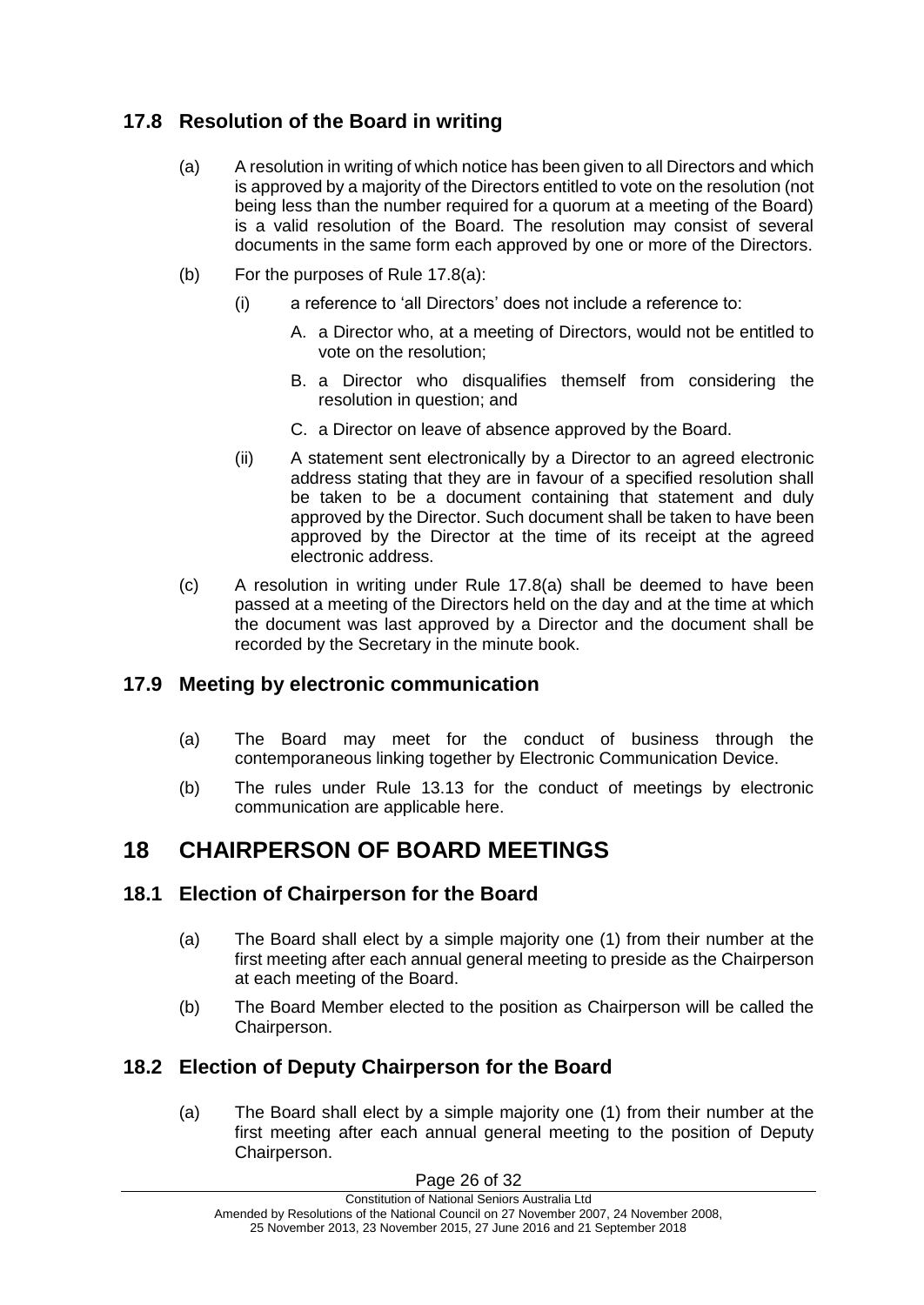### 17.8 Resolution of the Board in writing

(a) A resolution in writing of which notice has been given to all Directors and which is approved by a majority of the Directors entitled to vote on the resolution (not being less than the number required for a quorum at a meeting of the Board) is a valid resolution of the Board. The resolution may consist of several documents in the same form each approved by one or more of the Directors.

(b) For the purposes of Rule 17.8(a):

(i) a reference to 'all Directors' does not include a reference to:

A. a Director who, at a meeting of Directors, would not be entitled to vote on the resolution;

B. a Director who disqualifies themself from considering the resolution in question; and

C. a Director on leave of absence approved by the Board.

(ii) A statement sent electronically by a Director to an agreed electronic address stating that they are in favour of a specified resolution shall be taken to be a document containing that statement and duly approved by the Director. Such document shall be taken to have been approved by the Director at the time of its receipt at the agreed electronic address.

(c) A resolution in writing under Rule 17.8(a) shall be deemed to have been passed at a meeting of the Directors held on the day and at the time at which the document was last approved by a Director and the document shall be recorded by the Secretary in the minute book.

### 17.9 Meeting by electronic communication

(a) The Board may meet for the conduct of business through the contemporaneous linking together by Electronic Communication Device.

(b) The rules under Rule 13.13 for the conduct of meetings by electronic communication are applicable here.

## 18 CHAIRPERSON OF BOARD MEETINGS

### 18.1 Election of Chairperson for the Board

(a) The Board shall elect by a simple majority one (1) from their number at the first meeting after each annual general meeting to preside as the Chairperson at each meeting of the Board.

(b) The Board Member elected to the position as Chairperson will be called the Chairperson.

### 18.2 Election of Deputy Chairperson for the Board

(a) The Board shall elect by a simple majority one (1) from their number at the first meeting after each annual general meeting to the position of Deputy Chairperson.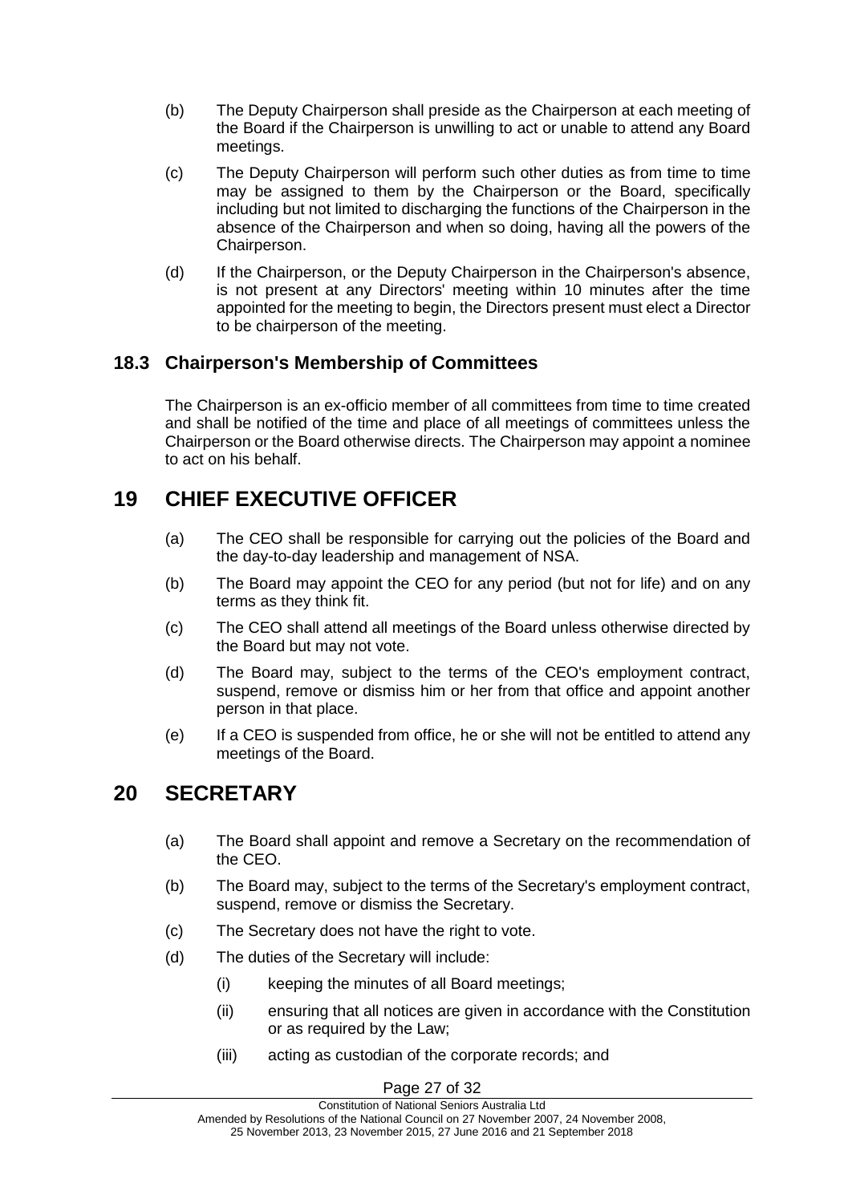(b) The Deputy Chairperson shall preside as the Chairperson at each meeting of the Board if the Chairperson is unwilling to act or unable to attend any Board meetings.

(c) The Deputy Chairperson will perform such other duties as from time to time may be assigned to them by the Chairperson or the Board, specifically including but not limited to discharging the functions of the Chairperson in the absence of the Chairperson and when so doing, having all the powers of the Chairperson.

(d) If the Chairperson, or the Deputy Chairperson in the Chairperson's absence, is not present at any Directors' meeting within 10 minutes after the time appointed for the meeting to begin, the Directors present must elect a Director to be chairperson of the meeting.

### 18.3 Chairperson's Membership of Committees

The Chairperson is an ex-officio member of all committees from time to time created and shall be notified of the time and place of all meetings of committees unless the Chairperson or the Board otherwise directs. The Chairperson may appoint a nominee to act on his behalf.

## 19 CHIEF EXECUTIVE OFFICER

(a) The CEO shall be responsible for carrying out the policies of the Board and the day-to-day leadership and management of NSA.

(b) The Board may appoint the CEO for any period (but not for life) and on any terms as they think fit.

(c) The CEO shall attend all meetings of the Board unless otherwise directed by the Board but may not vote.

(d) The Board may, subject to the terms of the CEO's employment contract, suspend, remove or dismiss him or her from that office and appoint another person in that place.

(e) If a CEO is suspended from office, he or she will not be entitled to attend any meetings of the Board.

## 20 SECRETARY

(a) The Board shall appoint and remove a Secretary on the recommendation of the CEO.

(b) The Board may, subject to the terms of the Secretary's employment contract, suspend, remove or dismiss the Secretary.

(c) The Secretary does not have the right to vote.

(d) The duties of the Secretary will include:

   (i) keeping the minutes of all Board meetings;

   (ii) ensuring that all notices are given in accordance with the Constitution or as required by the Law;

   (iii) acting as custodian of the corporate records; and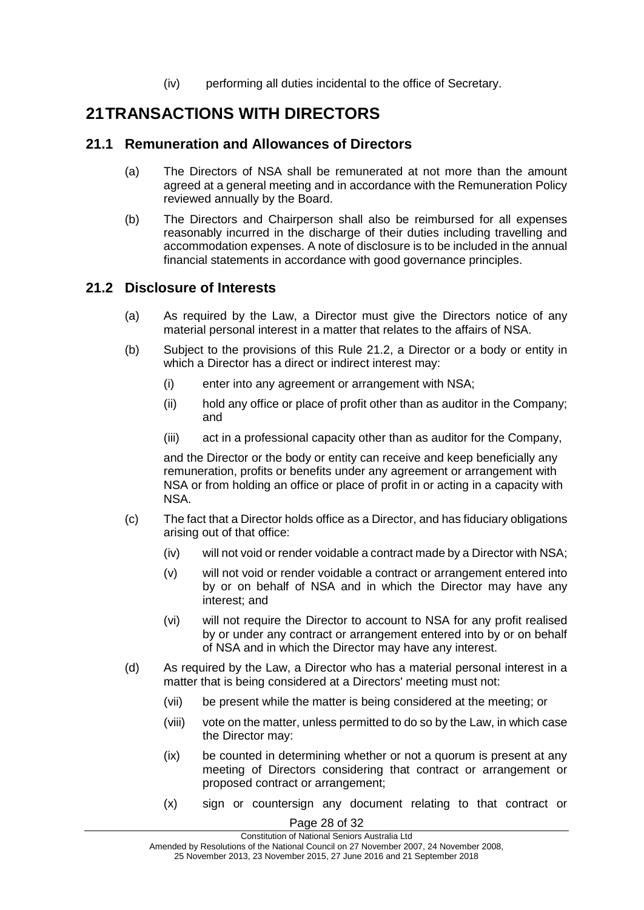(iv) performing all duties incidental to the office of Secretary.

# 21 TRANSACTIONS WITH DIRECTORS

## 21.1 Remuneration and Allowances of Directors

(a) The Directors of NSA shall be remunerated at not more than the amount agreed at a general meeting and in accordance with the Remuneration Policy reviewed annually by the Board.

(b) The Directors and Chairperson shall also be reimbursed for all expenses reasonably incurred in the discharge of their duties including travelling and accommodation expenses. A note of disclosure is to be included in the annual financial statements in accordance with good governance principles.

## 21.2 Disclosure of Interests

(a) As required by the Law, a Director must give the Directors notice of any material personal interest in a matter that relates to the affairs of NSA.

(b) Subject to the provisions of this Rule 21.2, a Director or a body or entity in which a Director has a direct or indirect interest may:

(i) enter into any agreement or arrangement with NSA;

(ii) hold any office or place of profit other than as auditor in the Company; and

(iii) act in a professional capacity other than as auditor for the Company,

and the Director or the body or entity can receive and keep beneficially any remuneration, profits or benefits under any agreement or arrangement with NSA or from holding an office or place of profit in or acting in a capacity with NSA.

(c) The fact that a Director holds office as a Director, and has fiduciary obligations arising out of that office:

(iv) will not void or render voidable a contract made by a Director with NSA;

(v) will not void or render voidable a contract or arrangement entered into by or on behalf of NSA and in which the Director may have any interest; and

(vi) will not require the Director to account to NSA for any profit realised by or under any contract or arrangement entered into by or on behalf of NSA and in which the Director may have any interest.

(d) As required by the Law, a Director who has a material personal interest in a matter that is being considered at a Directors' meeting must not:

(vii) be present while the matter is being considered at the meeting; or

(viii) vote on the matter, unless permitted to do so by the Law, in which case the Director may:

(ix) be counted in determining whether or not a quorum is present at any meeting of Directors considering that contract or arrangement or proposed contract or arrangement;

(x) sign or countersign any document relating to that contract or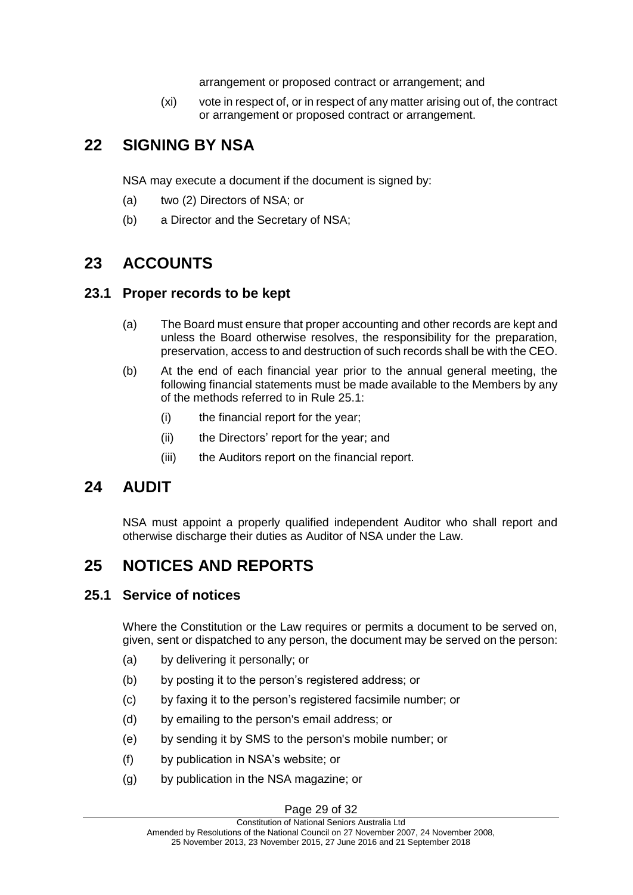arrangement or proposed contract or arrangement; and

(xi) vote in respect of, or in respect of any matter arising out of, the contract or arrangement or proposed contract or arrangement.

# 22 SIGNING BY NSA

NSA may execute a document if the document is signed by:

(a) two (2) Directors of NSA; or

(b) a Director and the Secretary of NSA;

# 23 ACCOUNTS

## 23.1 Proper records to be kept

(a) The Board must ensure that proper accounting and other records are kept and unless the Board otherwise resolves, the responsibility for the preparation, preservation, access to and destruction of such records shall be with the CEO.

(b) At the end of each financial year prior to the annual general meeting, the following financial statements must be made available to the Members by any of the methods referred to in Rule 25.1:

(i) the financial report for the year;

(ii) the Directors' report for the year; and

(iii) the Auditors report on the financial report.

# 24 AUDIT

NSA must appoint a properly qualified independent Auditor who shall report and otherwise discharge their duties as Auditor of NSA under the Law.

# 25 NOTICES AND REPORTS

## 25.1 Service of notices

Where the Constitution or the Law requires or permits a document to be served on, given, sent or dispatched to any person, the document may be served on the person:

(a) by delivering it personally; or

(b) by posting it to the person's registered address; or

(c) by faxing it to the person's registered facsimile number; or

(d) by emailing to the person's email address; or

(e) by sending it by SMS to the person's mobile number; or

(f) by publication in NSA's website; or

(g) by publication in the NSA magazine; or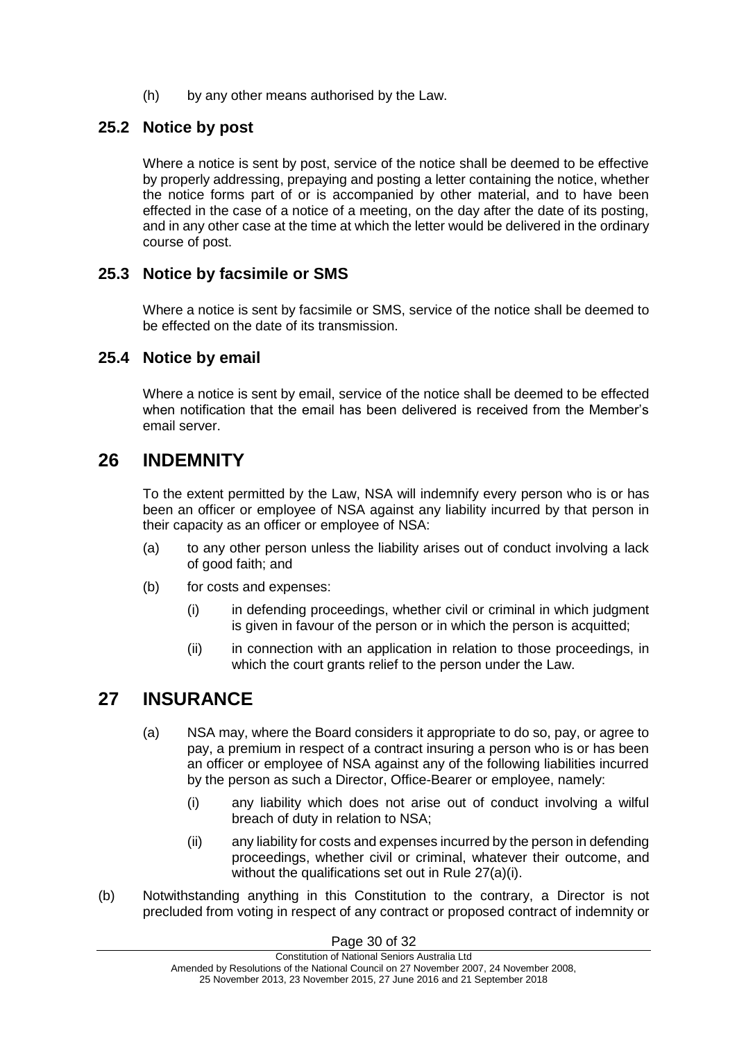(h) by any other means authorised by the Law.

## 25.2 Notice by post

Where a notice is sent by post, service of the notice shall be deemed to be effective by properly addressing, prepaying and posting a letter containing the notice, whether the notice forms part of or is accompanied by other material, and to have been effected in the case of a notice of a meeting, on the day after the date of its posting, and in any other case at the time at which the letter would be delivered in the ordinary course of post.

## 25.3 Notice by facsimile or SMS

Where a notice is sent by facsimile or SMS, service of the notice shall be deemed to be effected on the date of its transmission.

## 25.4 Notice by email

Where a notice is sent by email, service of the notice shall be deemed to be effected when notification that the email has been delivered is received from the Member's email server.

# 26 INDEMNITY

To the extent permitted by the Law, NSA will indemnify every person who is or has been an officer or employee of NSA against any liability incurred by that person in their capacity as an officer or employee of NSA:

(a) to any other person unless the liability arises out of conduct involving a lack of good faith; and

(b) for costs and expenses:

(i) in defending proceedings, whether civil or criminal in which judgment is given in favour of the person or in which the person is acquitted;

(ii) in connection with an application in relation to those proceedings, in which the court grants relief to the person under the Law.

# 27 INSURANCE

(a) NSA may, where the Board considers it appropriate to do so, pay, or agree to pay, a premium in respect of a contract insuring a person who is or has been an officer or employee of NSA against any of the following liabilities incurred by the person as such a Director, Office-Bearer or employee, namely:

(i) any liability which does not arise out of conduct involving a wilful breach of duty in relation to NSA;

(ii) any liability for costs and expenses incurred by the person in defending proceedings, whether civil or criminal, whatever their outcome, and without the qualifications set out in Rule 27(a)(i).

(b) Notwithstanding anything in this Constitution to the contrary, a Director is not precluded from voting in respect of any contract or proposed contract of indemnity or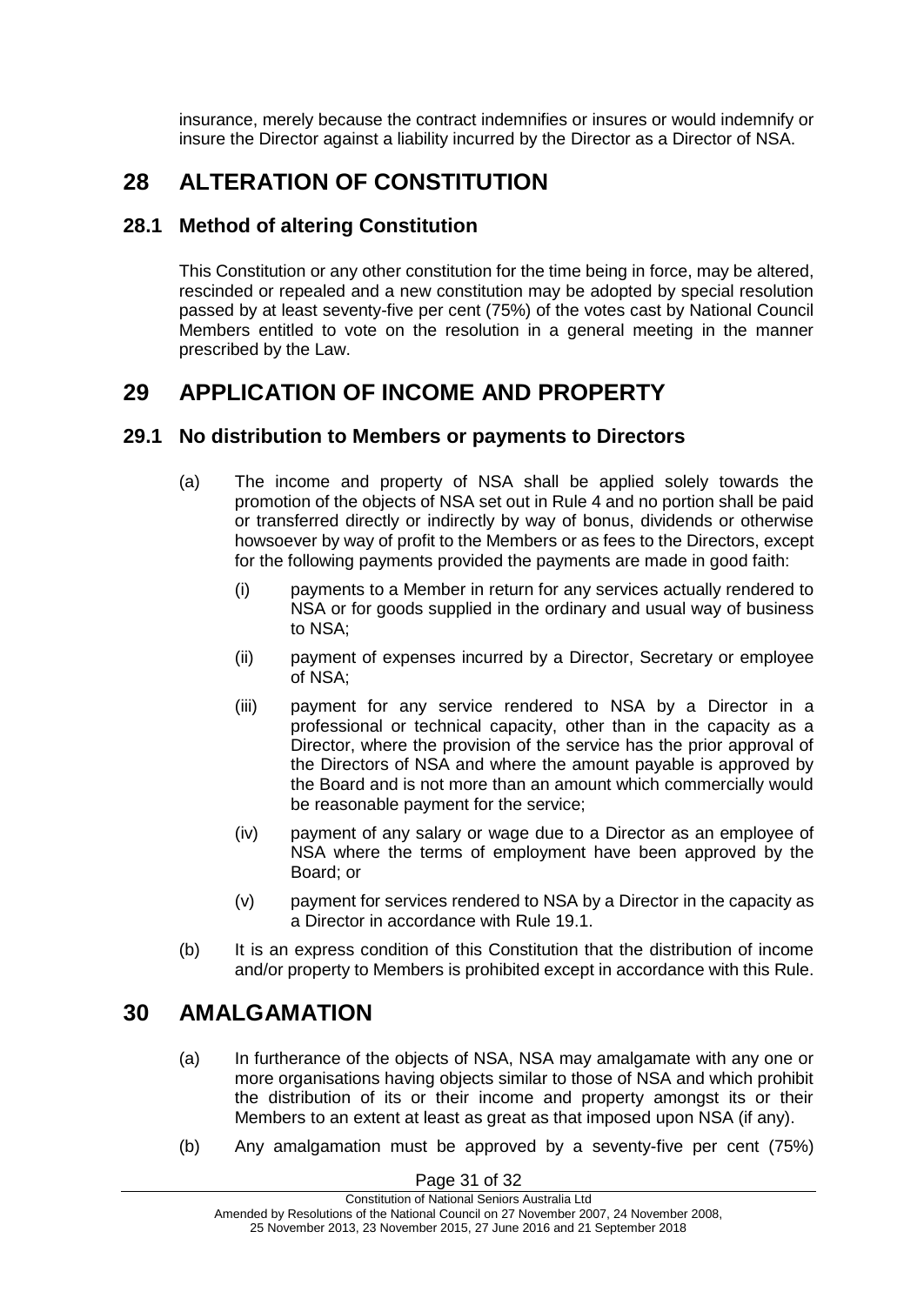insurance, merely because the contract indemnifies or insures or would indemnify or insure the Director against a liability incurred by the Director as a Director of NSA.

# 28 ALTERATION OF CONSTITUTION

## 28.1 Method of altering Constitution

This Constitution or any other constitution for the time being in force, may be altered, rescinded or repealed and a new constitution may be adopted by special resolution passed by at least seventy-five per cent (75%) of the votes cast by National Council Members entitled to vote on the resolution in a general meeting in the manner prescribed by the Law.

# 29 APPLICATION OF INCOME AND PROPERTY

## 29.1 No distribution to Members or payments to Directors

(a) The income and property of NSA shall be applied solely towards the promotion of the objects of NSA set out in Rule 4 and no portion shall be paid or transferred directly or indirectly by way of bonus, dividends or otherwise howsoever by way of profit to the Members or as fees to the Directors, except for the following payments provided the payments are made in good faith:

   (i) payments to a Member in return for any services actually rendered to NSA or for goods supplied in the ordinary and usual way of business to NSA;

   (ii) payment of expenses incurred by a Director, Secretary or employee of NSA;

   (iii) payment for any service rendered to NSA by a Director in a professional or technical capacity, other than in the capacity as a Director, where the provision of the service has the prior approval of the Directors of NSA and where the amount payable is approved by the Board and is not more than an amount which commercially would be reasonable payment for the service;

   (iv) payment of any salary or wage due to a Director as an employee of NSA where the terms of employment have been approved by the Board; or

   (v) payment for services rendered to NSA by a Director in the capacity as a Director in accordance with Rule 19.1.

(b) It is an express condition of this Constitution that the distribution of income and/or property to Members is prohibited except in accordance with this Rule.

# 30 AMALGAMATION

(a) In furtherance of the objects of NSA, NSA may amalgamate with any one or more organisations having objects similar to those of NSA and which prohibit the distribution of its or their income and property amongst its or their Members to an extent at least as great as that imposed upon NSA (if any).

(b) Any amalgamation must be approved by a seventy-five per cent (75%)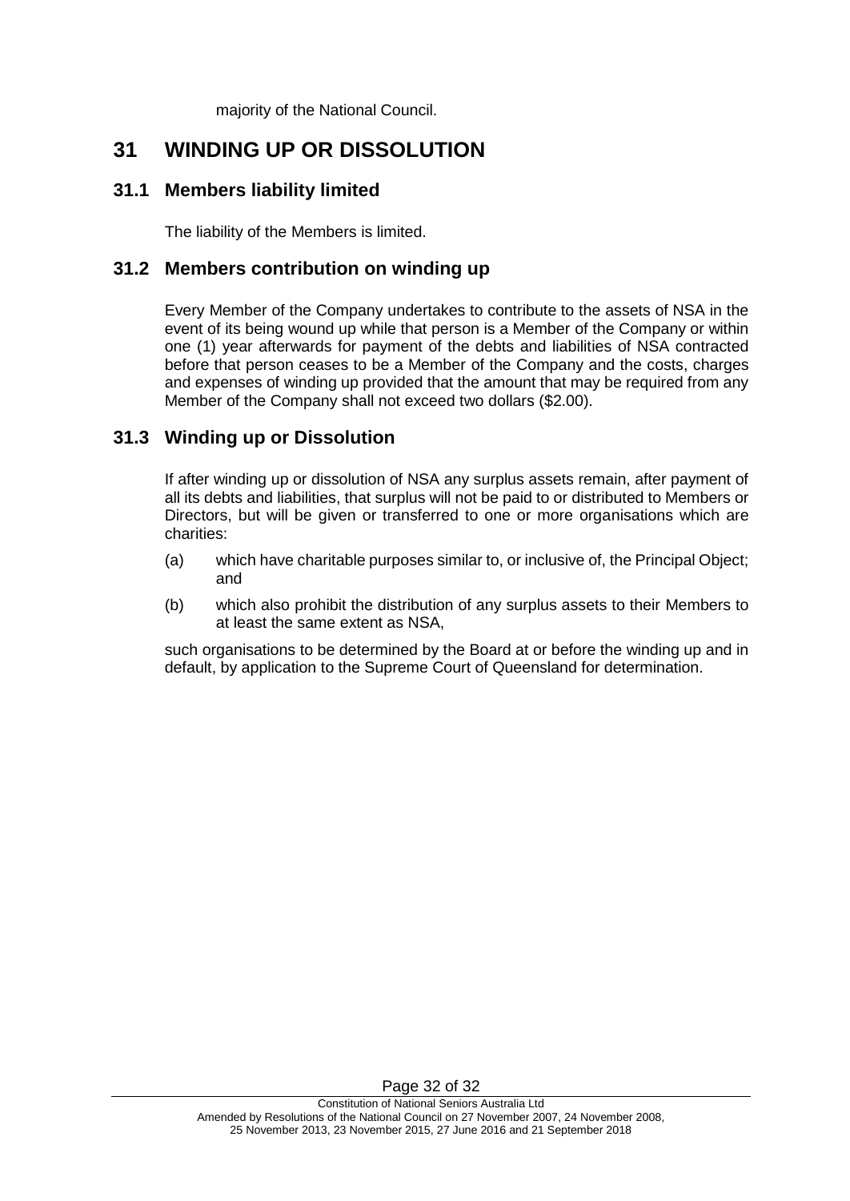majority of the National Council.

# 31 WINDING UP OR DISSOLUTION

## 31.1 Members liability limited

The liability of the Members is limited.

## 31.2 Members contribution on winding up

Every Member of the Company undertakes to contribute to the assets of NSA in the event of its being wound up while that person is a Member of the Company or within one (1) year afterwards for payment of the debts and liabilities of NSA contracted before that person ceases to be a Member of the Company and the costs, charges and expenses of winding up provided that the amount that may be required from any Member of the Company shall not exceed two dollars ($2.00).

## 31.3 Winding up or Dissolution

If after winding up or dissolution of NSA any surplus assets remain, after payment of all its debts and liabilities, that surplus will not be paid to or distributed to Members or Directors, but will be given or transferred to one or more organisations which are charities:

(a) which have charitable purposes similar to, or inclusive of, the Principal Object; and

(b) which also prohibit the distribution of any surplus assets to their Members to at least the same extent as NSA,

such organisations to be determined by the Board at or before the winding up and in default, by application to the Supreme Court of Queensland for determination.